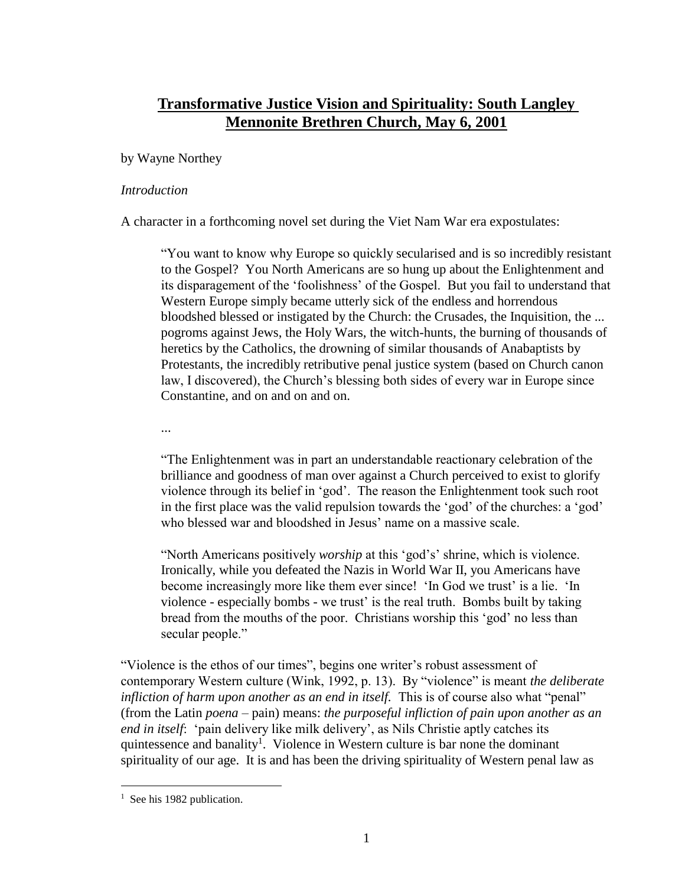# **Transformative Justice Vision and Spirituality: South Langley Mennonite Brethren Church, May 6, 2001**

by Wayne Northey

*Introduction*

A character in a forthcoming novel set during the Viet Nam War era expostulates:

> "You want to know why Europe so quickly secularised and is so incredibly resistant to the Gospel? You North Americans are so hung up about the Enlightenment and its disparagement of the 'foolishness' of the Gospel. But you fail to understand that Western Europe simply became utterly sick of the endless and horrendous bloodshed blessed or instigated by the Church: the Crusades, the Inquisition, the ... pogroms against Jews, the Holy Wars, the witch-hunts, the burning of thousands of heretics by the Catholics, the drowning of similar thousands of Anabaptists by Protestants, the incredibly retributive penal justice system (based on Church canon law, I discovered), the Church's blessing both sides of every war in Europe since Constantine, and on and on and on.
>
> ...
>
> "The Enlightenment was in part an understandable reactionary celebration of the brilliance and goodness of man over against a Church perceived to exist to glorify violence through its belief in 'god'. The reason the Enlightenment took such root in the first place was the valid repulsion towards the 'god' of the churches: a 'god' who blessed war and bloodshed in Jesus' name on a massive scale.
>
> "North Americans positively *worship* at this 'god's' shrine, which is violence. Ironically, while you defeated the Nazis in World War II, you Americans have become increasingly more like them ever since! 'In God we trust' is a lie. 'In violence - especially bombs - we trust' is the real truth. Bombs built by taking bread from the mouths of the poor. Christians worship this 'god' no less than secular people."

"Violence is the ethos of our times", begins one writer's robust assessment of contemporary Western culture (Wink, 1992, p. 13). By "violence" is meant *the deliberate infliction of harm upon another as an end in itself.* This is of course also what "penal" (from the Latin *poena* – pain) means: *the purposeful infliction of pain upon another as an end in itself*: 'pain delivery like milk delivery', as Nils Christie aptly catches its quintessence and banality[1]. Violence in Western culture is bar none the dominant spirituality of our age. It is and has been the driving spirituality of Western penal law as

[1] See his 1982 publication.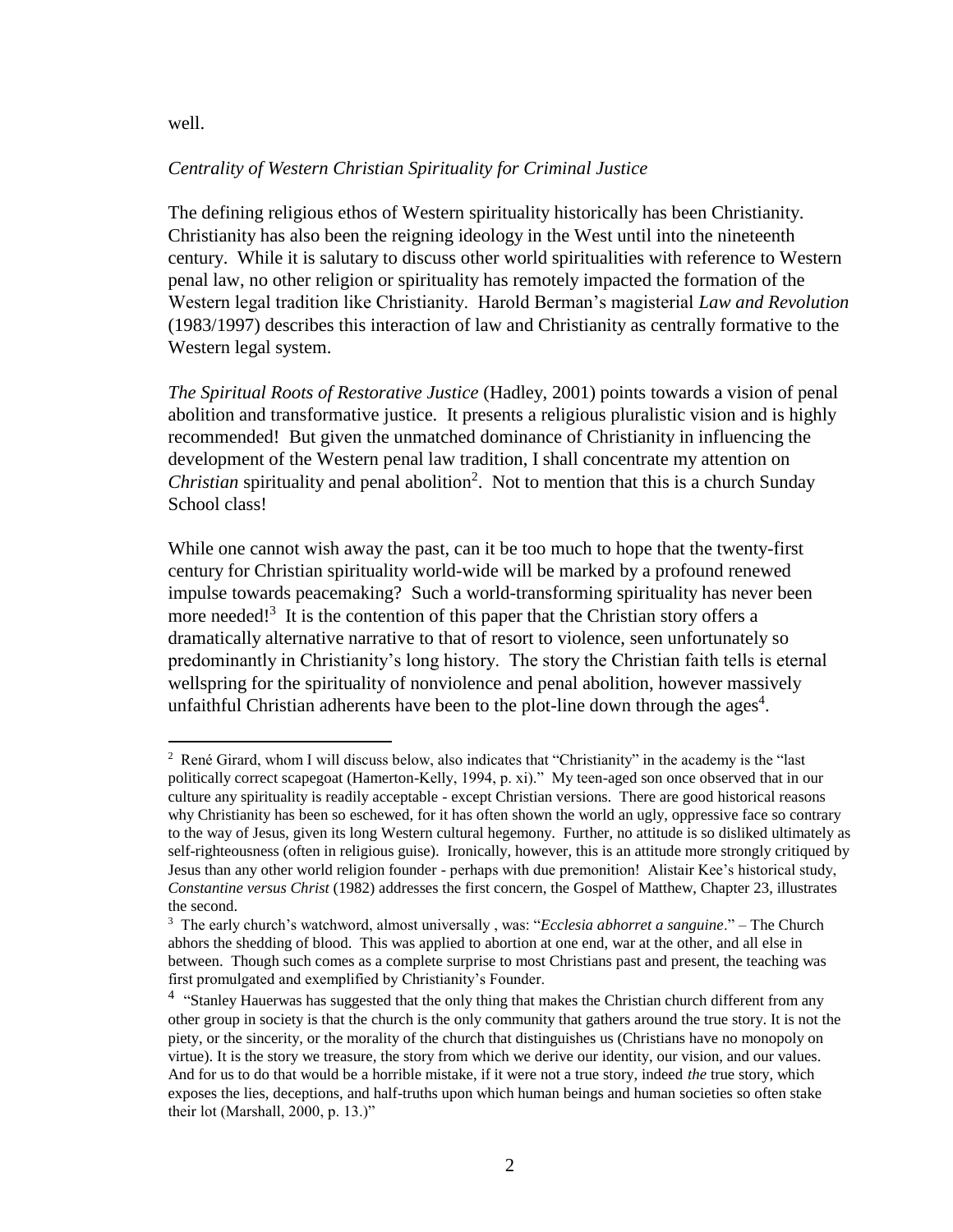well.

*Centrality of Western Christian Spirituality for Criminal Justice*

The defining religious ethos of Western spirituality historically has been Christianity. Christianity has also been the reigning ideology in the West until into the nineteenth century. While it is salutary to discuss other world spiritualities with reference to Western penal law, no other religion or spirituality has remotely impacted the formation of the Western legal tradition like Christianity. Harold Berman's magisterial *Law and Revolution* (1983/1997) describes this interaction of law and Christianity as centrally formative to the Western legal system.

*The Spiritual Roots of Restorative Justice* (Hadley, 2001) points towards a vision of penal abolition and transformative justice. It presents a religious pluralistic vision and is highly recommended! But given the unmatched dominance of Christianity in influencing the development of the Western penal law tradition, I shall concentrate my attention on *Christian* spirituality and penal abolition[2]. Not to mention that this is a church Sunday School class!

While one cannot wish away the past, can it be too much to hope that the twenty-first century for Christian spirituality world-wide will be marked by a profound renewed impulse towards peacemaking? Such a world-transforming spirituality has never been more needed![3] It is the contention of this paper that the Christian story offers a dramatically alternative narrative to that of resort to violence, seen unfortunately so predominantly in Christianity's long history. The story the Christian faith tells is eternal wellspring for the spirituality of nonviolence and penal abolition, however massively unfaithful Christian adherents have been to the plot-line down through the ages[4].

---

[2] René Girard, whom I will discuss below, also indicates that "Christianity" in the academy is the "last politically correct scapegoat (Hamerton-Kelly, 1994, p. xi)." My teen-aged son once observed that in our culture any spirituality is readily acceptable - except Christian versions. There are good historical reasons why Christianity has been so eschewed, for it has often shown the world an ugly, oppressive face so contrary to the way of Jesus, given its long Western cultural hegemony. Further, no attitude is so disliked ultimately as self-righteousness (often in religious guise). Ironically, however, this is an attitude more strongly critiqued by Jesus than any other world religion founder - perhaps with due premonition! Alistair Kee's historical study, *Constantine versus Christ* (1982) addresses the first concern, the Gospel of Matthew, Chapter 23, illustrates the second.

[3] The early church's watchword, almost universally , was: "*Ecclesia abhorret a sanguine*." – The Church abhors the shedding of blood. This was applied to abortion at one end, war at the other, and all else in between. Though such comes as a complete surprise to most Christians past and present, the teaching was first promulgated and exemplified by Christianity's Founder.

[4] "Stanley Hauerwas has suggested that the only thing that makes the Christian church different from any other group in society is that the church is the only community that gathers around the true story. It is not the piety, or the sincerity, or the morality of the church that distinguishes us (Christians have no monopoly on virtue). It is the story we treasure, the story from which we derive our identity, our vision, and our values. And for us to do that would be a horrible mistake, if it were not a true story, indeed *the* true story, which exposes the lies, deceptions, and half-truths upon which human beings and human societies so often stake their lot (Marshall, 2000, p. 13.)"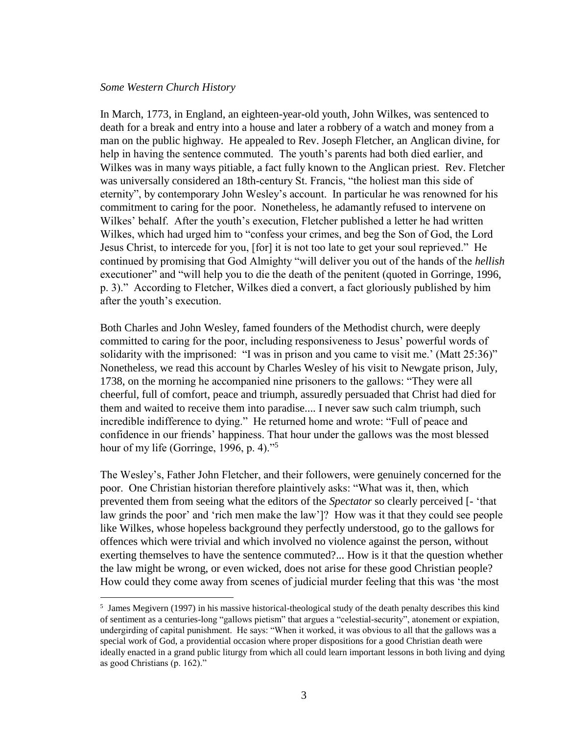*Some Western Church History*

In March, 1773, in England, an eighteen-year-old youth, John Wilkes, was sentenced to death for a break and entry into a house and later a robbery of a watch and money from a man on the public highway. He appealed to Rev. Joseph Fletcher, an Anglican divine, for help in having the sentence commuted. The youth's parents had both died earlier, and Wilkes was in many ways pitiable, a fact fully known to the Anglican priest. Rev. Fletcher was universally considered an 18th-century St. Francis, "the holiest man this side of eternity", by contemporary John Wesley's account. In particular he was renowned for his commitment to caring for the poor. Nonetheless, he adamantly refused to intervene on Wilkes' behalf. After the youth's execution, Fletcher published a letter he had written Wilkes, which had urged him to "confess your crimes, and beg the Son of God, the Lord Jesus Christ, to intercede for you, [for] it is not too late to get your soul reprieved." He continued by promising that God Almighty "will deliver you out of the hands of the *hellish* executioner" and "will help you to die the death of the penitent (quoted in Gorringe, 1996, p. 3)." According to Fletcher, Wilkes died a convert, a fact gloriously published by him after the youth's execution.

Both Charles and John Wesley, famed founders of the Methodist church, were deeply committed to caring for the poor, including responsiveness to Jesus' powerful words of solidarity with the imprisoned: "I was in prison and you came to visit me.' (Matt 25:36)" Nonetheless, we read this account by Charles Wesley of his visit to Newgate prison, July, 1738, on the morning he accompanied nine prisoners to the gallows: "They were all cheerful, full of comfort, peace and triumph, assuredly persuaded that Christ had died for them and waited to receive them into paradise.... I never saw such calm triumph, such incredible indifference to dying." He returned home and wrote: "Full of peace and confidence in our friends' happiness. That hour under the gallows was the most blessed hour of my life (Gorringe, 1996, p. 4)."[5]

The Wesley's, Father John Fletcher, and their followers, were genuinely concerned for the poor. One Christian historian therefore plaintively asks: "What was it, then, which prevented them from seeing what the editors of the *Spectator* so clearly perceived [- 'that law grinds the poor' and 'rich men make the law']? How was it that they could see people like Wilkes, whose hopeless background they perfectly understood, go to the gallows for offences which were trivial and which involved no violence against the person, without exerting themselves to have the sentence commuted?... How is it that the question whether the law might be wrong, or even wicked, does not arise for these good Christian people? How could they come away from scenes of judicial murder feeling that this was 'the most

[5] James Megivern (1997) in his massive historical-theological study of the death penalty describes this kind of sentiment as a centuries-long "gallows pietism" that argues a "celestial-security", atonement or expiation, undergirding of capital punishment. He says: "When it worked, it was obvious to all that the gallows was a special work of God, a providential occasion where proper dispositions for a good Christian death were ideally enacted in a grand public liturgy from which all could learn important lessons in both living and dying as good Christians (p. 162)."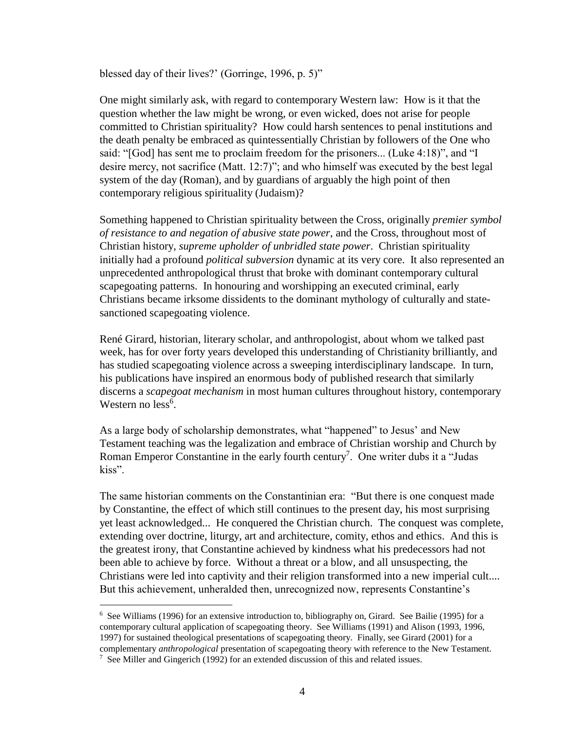blessed day of their lives?' (Gorringe, 1996, p. 5)"

One might similarly ask, with regard to contemporary Western law: How is it that the question whether the law might be wrong, or even wicked, does not arise for people committed to Christian spirituality? How could harsh sentences to penal institutions and the death penalty be embraced as quintessentially Christian by followers of the One who said: "[God] has sent me to proclaim freedom for the prisoners... (Luke 4:18)", and "I desire mercy, not sacrifice (Matt. 12:7)"; and who himself was executed by the best legal system of the day (Roman), and by guardians of arguably the high point of then contemporary religious spirituality (Judaism)?

Something happened to Christian spirituality between the Cross, originally *premier symbol of resistance to and negation of abusive state power*, and the Cross, throughout most of Christian history, *supreme upholder of unbridled state power*. Christian spirituality initially had a profound *political subversion* dynamic at its very core. It also represented an unprecedented anthropological thrust that broke with dominant contemporary cultural scapegoating patterns. In honouring and worshipping an executed criminal, early Christians became irksome dissidents to the dominant mythology of culturally and state-sanctioned scapegoating violence.

René Girard, historian, literary scholar, and anthropologist, about whom we talked past week, has for over forty years developed this understanding of Christianity brilliantly, and has studied scapegoating violence across a sweeping interdisciplinary landscape. In turn, his publications have inspired an enormous body of published research that similarly discerns a *scapegoat mechanism* in most human cultures throughout history, contemporary Western no less[6].

As a large body of scholarship demonstrates, what "happened" to Jesus' and New Testament teaching was the legalization and embrace of Christian worship and Church by Roman Emperor Constantine in the early fourth century[7]. One writer dubs it a "Judas kiss".

The same historian comments on the Constantinian era: "But there is one conquest made by Constantine, the effect of which still continues to the present day, his most surprising yet least acknowledged... He conquered the Christian church. The conquest was complete, extending over doctrine, liturgy, art and architecture, comity, ethos and ethics. And this is the greatest irony, that Constantine achieved by kindness what his predecessors had not been able to achieve by force. Without a threat or a blow, and all unsuspecting, the Christians were led into captivity and their religion transformed into a new imperial cult.... But this achievement, unheralded then, unrecognized now, represents Constantine's

---

[6] See Williams (1996) for an extensive introduction to, bibliography on, Girard. See Bailie (1995) for a contemporary cultural application of scapegoating theory. See Williams (1991) and Alison (1993, 1996, 1997) for sustained theological presentations of scapegoating theory. Finally, see Girard (2001) for a complementary *anthropological* presentation of scapegoating theory with reference to the New Testament.

[7] See Miller and Gingerich (1992) for an extended discussion of this and related issues.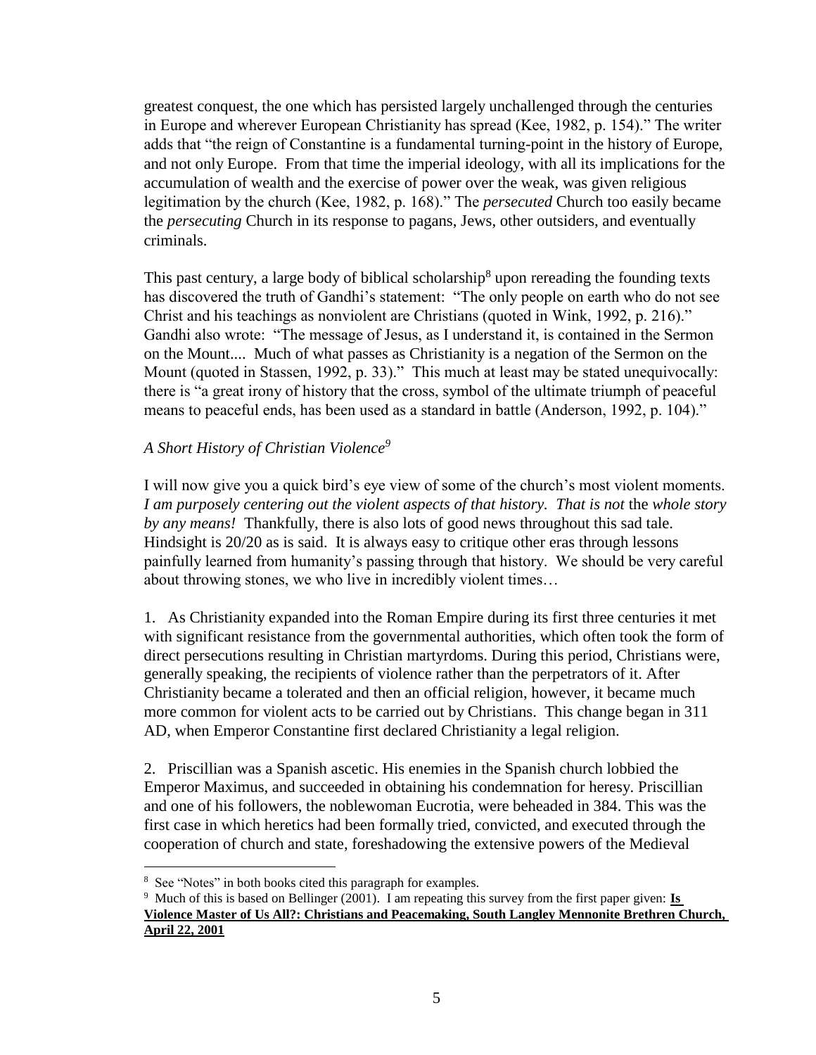greatest conquest, the one which has persisted largely unchallenged through the centuries in Europe and wherever European Christianity has spread (Kee, 1982, p. 154)." The writer adds that "the reign of Constantine is a fundamental turning-point in the history of Europe, and not only Europe. From that time the imperial ideology, with all its implications for the accumulation of wealth and the exercise of power over the weak, was given religious legitimation by the church (Kee, 1982, p. 168)." The *persecuted* Church too easily became the *persecuting* Church in its response to pagans, Jews, other outsiders, and eventually criminals.

This past century, a large body of biblical scholarship[8] upon rereading the founding texts has discovered the truth of Gandhi's statement: "The only people on earth who do not see Christ and his teachings as nonviolent are Christians (quoted in Wink, 1992, p. 216)." Gandhi also wrote: "The message of Jesus, as I understand it, is contained in the Sermon on the Mount.... Much of what passes as Christianity is a negation of the Sermon on the Mount (quoted in Stassen, 1992, p. 33)." This much at least may be stated unequivocally: there is "a great irony of history that the cross, symbol of the ultimate triumph of peaceful means to peaceful ends, has been used as a standard in battle (Anderson, 1992, p. 104)."

### *A Short History of Christian Violence*[9]

I will now give you a quick bird's eye view of some of the church's most violent moments. *I am purposely centering out the violent aspects of that history. That is not* the *whole story by any means!* Thankfully, there is also lots of good news throughout this sad tale. Hindsight is 20/20 as is said. It is always easy to critique other eras through lessons painfully learned from humanity's passing through that history. We should be very careful about throwing stones, we who live in incredibly violent times…

1. As Christianity expanded into the Roman Empire during its first three centuries it met with significant resistance from the governmental authorities, which often took the form of direct persecutions resulting in Christian martyrdoms. During this period, Christians were, generally speaking, the recipients of violence rather than the perpetrators of it. After Christianity became a tolerated and then an official religion, however, it became much more common for violent acts to be carried out by Christians. This change began in 311 AD, when Emperor Constantine first declared Christianity a legal religion.

2. Priscillian was a Spanish ascetic. His enemies in the Spanish church lobbied the Emperor Maximus, and succeeded in obtaining his condemnation for heresy. Priscillian and one of his followers, the noblewoman Eucrotia, were beheaded in 384. This was the first case in which heretics had been formally tried, convicted, and executed through the cooperation of church and state, foreshadowing the extensive powers of the Medieval

---

[8] See "Notes" in both books cited this paragraph for examples.

[9] Much of this is based on Bellinger (2001). I am repeating this survey from the first paper given: **Is Violence Master of Us All?: Christians and Peacemaking, South Langley Mennonite Brethren Church, April 22, 2001**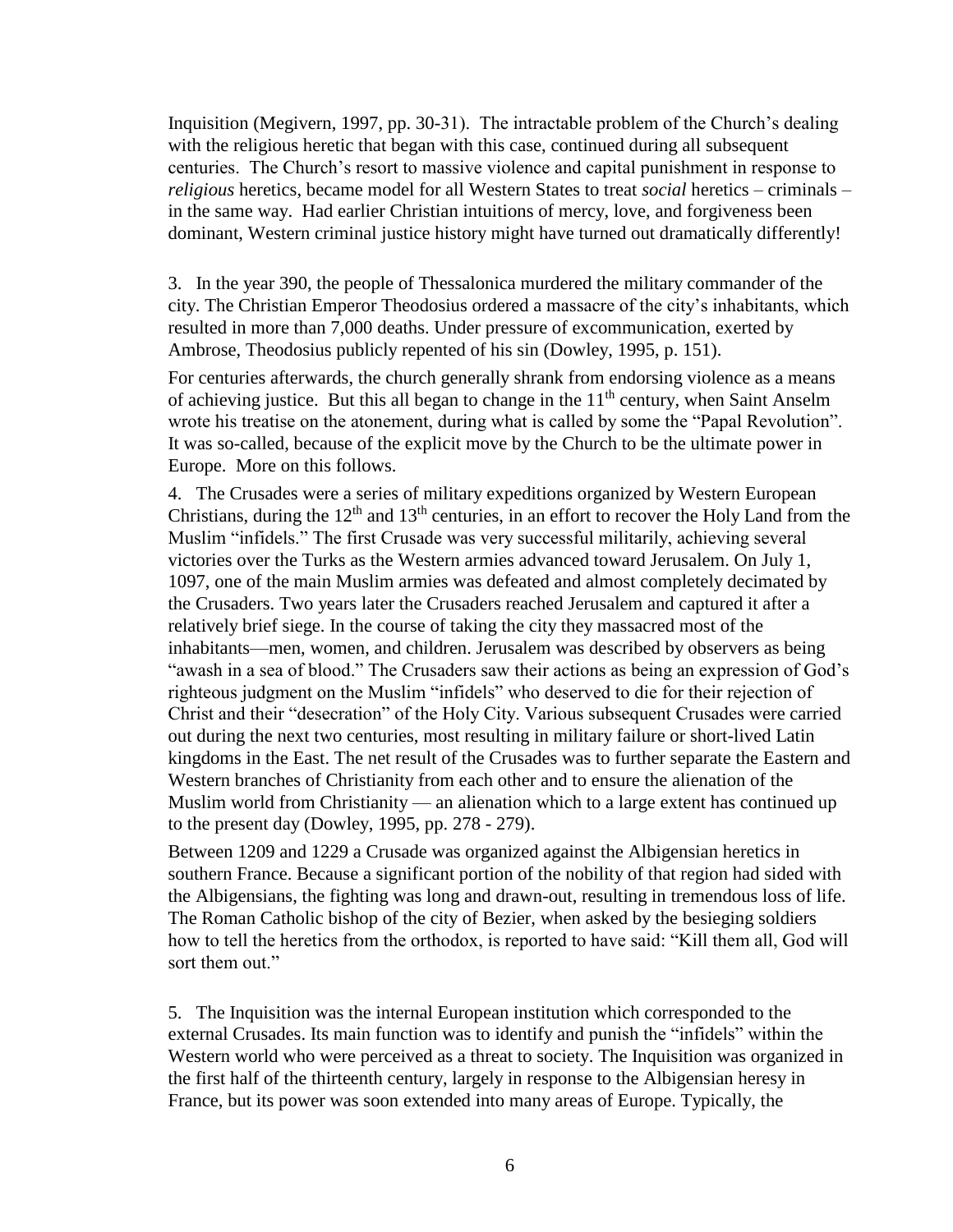Inquisition (Megivern, 1997, pp. 30-31). The intractable problem of the Church's dealing with the religious heretic that began with this case, continued during all subsequent centuries. The Church's resort to massive violence and capital punishment in response to *religious* heretics, became model for all Western States to treat *social* heretics – criminals – in the same way. Had earlier Christian intuitions of mercy, love, and forgiveness been dominant, Western criminal justice history might have turned out dramatically differently!

3. In the year 390, the people of Thessalonica murdered the military commander of the city. The Christian Emperor Theodosius ordered a massacre of the city's inhabitants, which resulted in more than 7,000 deaths. Under pressure of excommunication, exerted by Ambrose, Theodosius publicly repented of his sin (Dowley, 1995, p. 151).

For centuries afterwards, the church generally shrank from endorsing violence as a means of achieving justice. But this all began to change in the 11th century, when Saint Anselm wrote his treatise on the atonement, during what is called by some the "Papal Revolution". It was so-called, because of the explicit move by the Church to be the ultimate power in Europe. More on this follows.

4. The Crusades were a series of military expeditions organized by Western European Christians, during the 12th and 13th centuries, in an effort to recover the Holy Land from the Muslim "infidels." The first Crusade was very successful militarily, achieving several victories over the Turks as the Western armies advanced toward Jerusalem. On July 1, 1097, one of the main Muslim armies was defeated and almost completely decimated by the Crusaders. Two years later the Crusaders reached Jerusalem and captured it after a relatively brief siege. In the course of taking the city they massacred most of the inhabitants—men, women, and children. Jerusalem was described by observers as being "awash in a sea of blood." The Crusaders saw their actions as being an expression of God's righteous judgment on the Muslim "infidels" who deserved to die for their rejection of Christ and their "desecration" of the Holy City. Various subsequent Crusades were carried out during the next two centuries, most resulting in military failure or short-lived Latin kingdoms in the East. The net result of the Crusades was to further separate the Eastern and Western branches of Christianity from each other and to ensure the alienation of the Muslim world from Christianity — an alienation which to a large extent has continued up to the present day (Dowley, 1995, pp. 278 - 279).

Between 1209 and 1229 a Crusade was organized against the Albigensian heretics in southern France. Because a significant portion of the nobility of that region had sided with the Albigensians, the fighting was long and drawn-out, resulting in tremendous loss of life. The Roman Catholic bishop of the city of Bezier, when asked by the besieging soldiers how to tell the heretics from the orthodox, is reported to have said: "Kill them all, God will sort them out."

5. The Inquisition was the internal European institution which corresponded to the external Crusades. Its main function was to identify and punish the "infidels" within the Western world who were perceived as a threat to society. The Inquisition was organized in the first half of the thirteenth century, largely in response to the Albigensian heresy in France, but its power was soon extended into many areas of Europe. Typically, the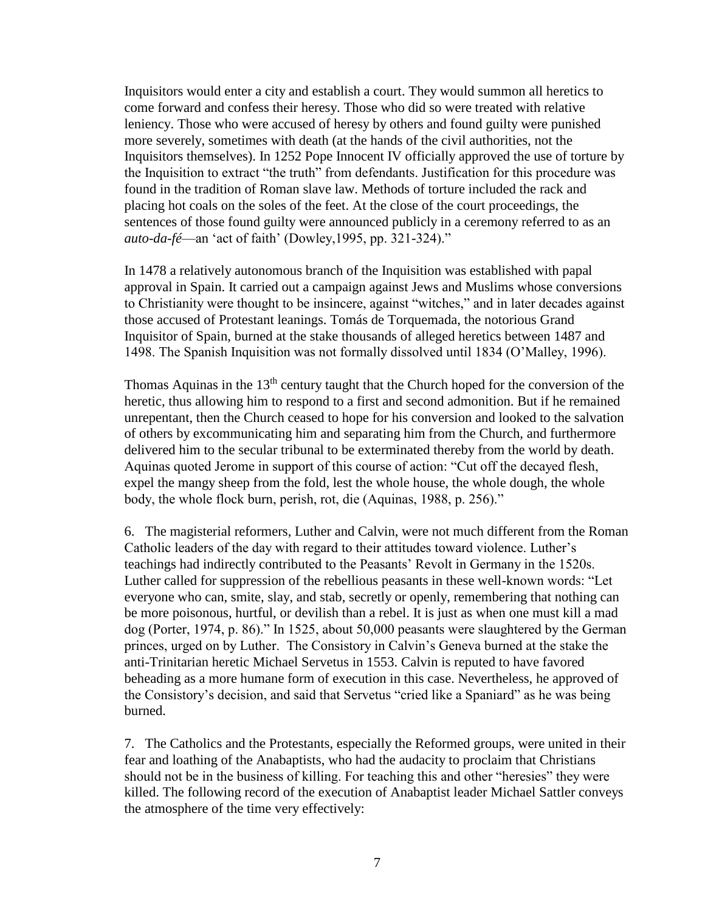Inquisitors would enter a city and establish a court. They would summon all heretics to come forward and confess their heresy. Those who did so were treated with relative leniency. Those who were accused of heresy by others and found guilty were punished more severely, sometimes with death (at the hands of the civil authorities, not the Inquisitors themselves). In 1252 Pope Innocent IV officially approved the use of torture by the Inquisition to extract "the truth" from defendants. Justification for this procedure was found in the tradition of Roman slave law. Methods of torture included the rack and placing hot coals on the soles of the feet. At the close of the court proceedings, the sentences of those found guilty were announced publicly in a ceremony referred to as an *auto-da-fé*—an 'act of faith' (Dowley,1995, pp. 321-324)."

In 1478 a relatively autonomous branch of the Inquisition was established with papal approval in Spain. It carried out a campaign against Jews and Muslims whose conversions to Christianity were thought to be insincere, against "witches," and in later decades against those accused of Protestant leanings. Tomás de Torquemada, the notorious Grand Inquisitor of Spain, burned at the stake thousands of alleged heretics between 1487 and 1498. The Spanish Inquisition was not formally dissolved until 1834 (O'Malley, 1996).

Thomas Aquinas in the 13th century taught that the Church hoped for the conversion of the heretic, thus allowing him to respond to a first and second admonition. But if he remained unrepentant, then the Church ceased to hope for his conversion and looked to the salvation of others by excommunicating him and separating him from the Church, and furthermore delivered him to the secular tribunal to be exterminated thereby from the world by death. Aquinas quoted Jerome in support of this course of action: "Cut off the decayed flesh, expel the mangy sheep from the fold, lest the whole house, the whole dough, the whole body, the whole flock burn, perish, rot, die (Aquinas, 1988, p. 256)."

6. The magisterial reformers, Luther and Calvin, were not much different from the Roman Catholic leaders of the day with regard to their attitudes toward violence. Luther's teachings had indirectly contributed to the Peasants' Revolt in Germany in the 1520s. Luther called for suppression of the rebellious peasants in these well-known words: "Let everyone who can, smite, slay, and stab, secretly or openly, remembering that nothing can be more poisonous, hurtful, or devilish than a rebel. It is just as when one must kill a mad dog (Porter, 1974, p. 86)." In 1525, about 50,000 peasants were slaughtered by the German princes, urged on by Luther. The Consistory in Calvin's Geneva burned at the stake the anti-Trinitarian heretic Michael Servetus in 1553. Calvin is reputed to have favored beheading as a more humane form of execution in this case. Nevertheless, he approved of the Consistory's decision, and said that Servetus "cried like a Spaniard" as he was being burned.

7. The Catholics and the Protestants, especially the Reformed groups, were united in their fear and loathing of the Anabaptists, who had the audacity to proclaim that Christians should not be in the business of killing. For teaching this and other "heresies" they were killed. The following record of the execution of Anabaptist leader Michael Sattler conveys the atmosphere of the time very effectively: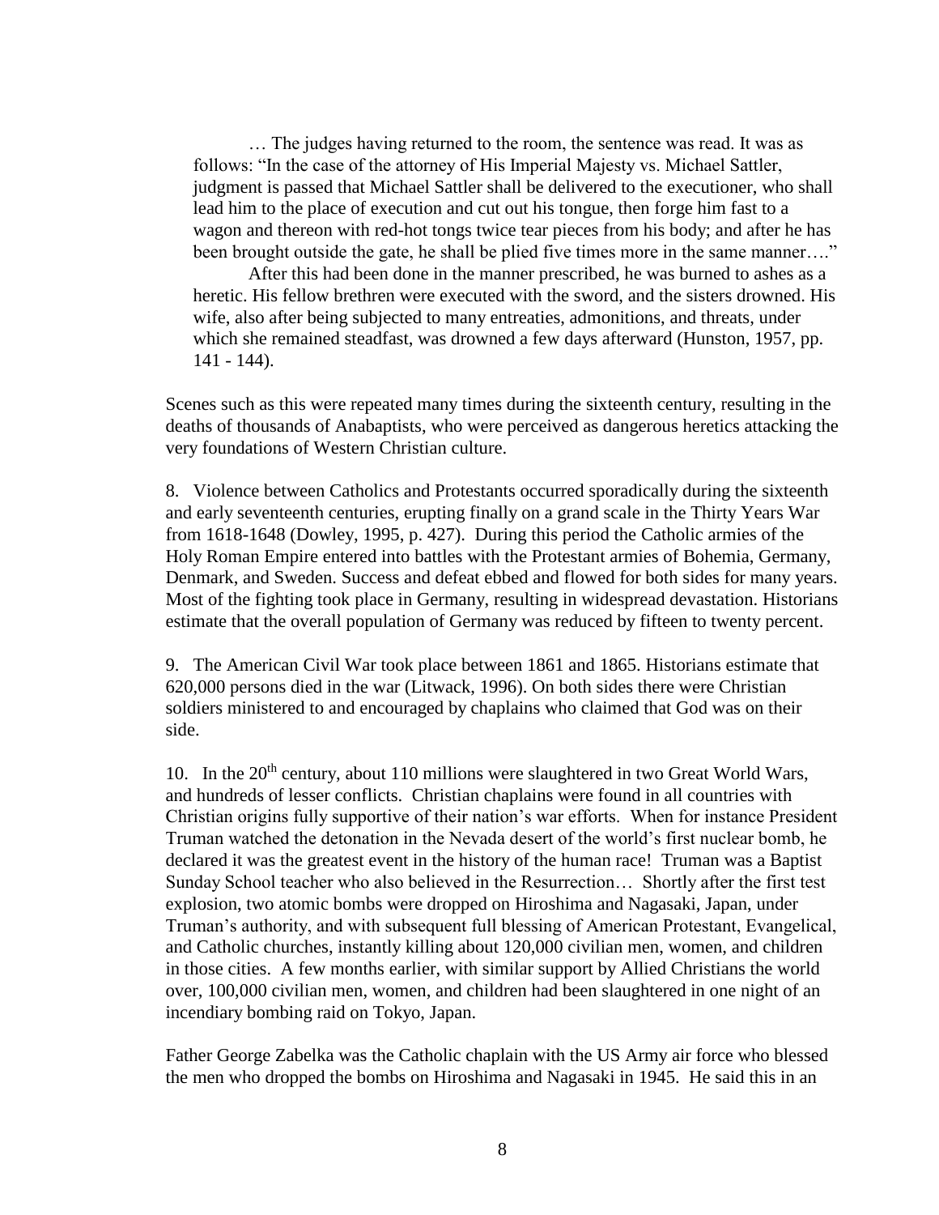> … The judges having returned to the room, the sentence was read. It was as follows: "In the case of the attorney of His Imperial Majesty vs. Michael Sattler, judgment is passed that Michael Sattler shall be delivered to the executioner, who shall lead him to the place of execution and cut out his tongue, then forge him fast to a wagon and thereon with red-hot tongs twice tear pieces from his body; and after he has been brought outside the gate, he shall be plied five times more in the same manner…."
>
> After this had been done in the manner prescribed, he was burned to ashes as a heretic. His fellow brethren were executed with the sword, and the sisters drowned. His wife, also after being subjected to many entreaties, admonitions, and threats, under which she remained steadfast, was drowned a few days afterward (Hunston, 1957, pp. 141 - 144).

Scenes such as this were repeated many times during the sixteenth century, resulting in the deaths of thousands of Anabaptists, who were perceived as dangerous heretics attacking the very foundations of Western Christian culture.

8. Violence between Catholics and Protestants occurred sporadically during the sixteenth and early seventeenth centuries, erupting finally on a grand scale in the Thirty Years War from 1618-1648 (Dowley, 1995, p. 427). During this period the Catholic armies of the Holy Roman Empire entered into battles with the Protestant armies of Bohemia, Germany, Denmark, and Sweden. Success and defeat ebbed and flowed for both sides for many years. Most of the fighting took place in Germany, resulting in widespread devastation. Historians estimate that the overall population of Germany was reduced by fifteen to twenty percent.

9. The American Civil War took place between 1861 and 1865. Historians estimate that 620,000 persons died in the war (Litwack, 1996). On both sides there were Christian soldiers ministered to and encouraged by chaplains who claimed that God was on their side.

10. In the 20th century, about 110 millions were slaughtered in two Great World Wars, and hundreds of lesser conflicts. Christian chaplains were found in all countries with Christian origins fully supportive of their nation's war efforts. When for instance President Truman watched the detonation in the Nevada desert of the world's first nuclear bomb, he declared it was the greatest event in the history of the human race! Truman was a Baptist Sunday School teacher who also believed in the Resurrection… Shortly after the first test explosion, two atomic bombs were dropped on Hiroshima and Nagasaki, Japan, under Truman's authority, and with subsequent full blessing of American Protestant, Evangelical, and Catholic churches, instantly killing about 120,000 civilian men, women, and children in those cities. A few months earlier, with similar support by Allied Christians the world over, 100,000 civilian men, women, and children had been slaughtered in one night of an incendiary bombing raid on Tokyo, Japan.

Father George Zabelka was the Catholic chaplain with the US Army air force who blessed the men who dropped the bombs on Hiroshima and Nagasaki in 1945. He said this in an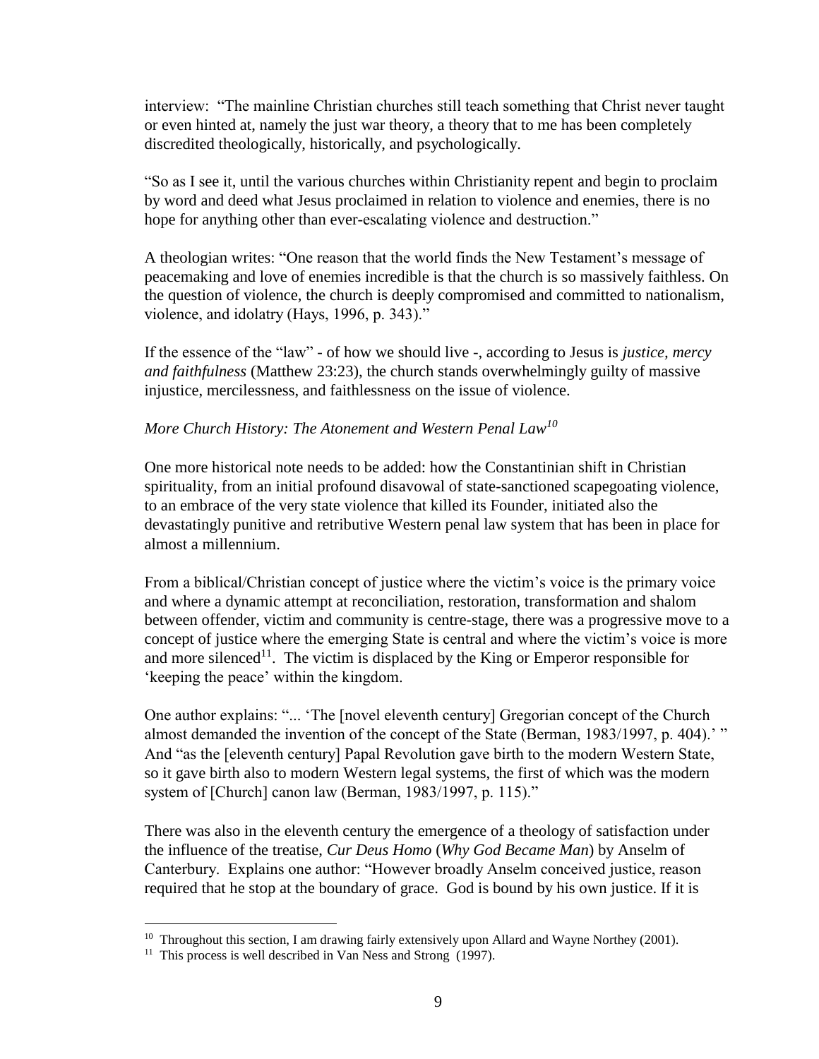interview: "The mainline Christian churches still teach something that Christ never taught or even hinted at, namely the just war theory, a theory that to me has been completely discredited theologically, historically, and psychologically.

"So as I see it, until the various churches within Christianity repent and begin to proclaim by word and deed what Jesus proclaimed in relation to violence and enemies, there is no hope for anything other than ever-escalating violence and destruction."

A theologian writes: "One reason that the world finds the New Testament's message of peacemaking and love of enemies incredible is that the church is so massively faithless. On the question of violence, the church is deeply compromised and committed to nationalism, violence, and idolatry (Hays, 1996, p. 343)."

If the essence of the "law" - of how we should live -, according to Jesus is *justice, mercy and faithfulness* (Matthew 23:23), the church stands overwhelmingly guilty of massive injustice, mercilessness, and faithlessness on the issue of violence.

*More Church History: The Atonement and Western Penal Law*[10]

One more historical note needs to be added: how the Constantinian shift in Christian spirituality, from an initial profound disavowal of state-sanctioned scapegoating violence, to an embrace of the very state violence that killed its Founder, initiated also the devastatingly punitive and retributive Western penal law system that has been in place for almost a millennium.

From a biblical/Christian concept of justice where the victim's voice is the primary voice and where a dynamic attempt at reconciliation, restoration, transformation and shalom between offender, victim and community is centre-stage, there was a progressive move to a concept of justice where the emerging State is central and where the victim's voice is more and more silenced[11]. The victim is displaced by the King or Emperor responsible for 'keeping the peace' within the kingdom.

One author explains: "... 'The [novel eleventh century] Gregorian concept of the Church almost demanded the invention of the concept of the State (Berman, 1983/1997, p. 404).' " And "as the [eleventh century] Papal Revolution gave birth to the modern Western State, so it gave birth also to modern Western legal systems, the first of which was the modern system of [Church] canon law (Berman, 1983/1997, p. 115)."

There was also in the eleventh century the emergence of a theology of satisfaction under the influence of the treatise, *Cur Deus Homo* (*Why God Became Man*) by Anselm of Canterbury. Explains one author: "However broadly Anselm conceived justice, reason required that he stop at the boundary of grace. God is bound by his own justice. If it is

[10] Throughout this section, I am drawing fairly extensively upon Allard and Wayne Northey (2001).

[11] This process is well described in Van Ness and Strong (1997).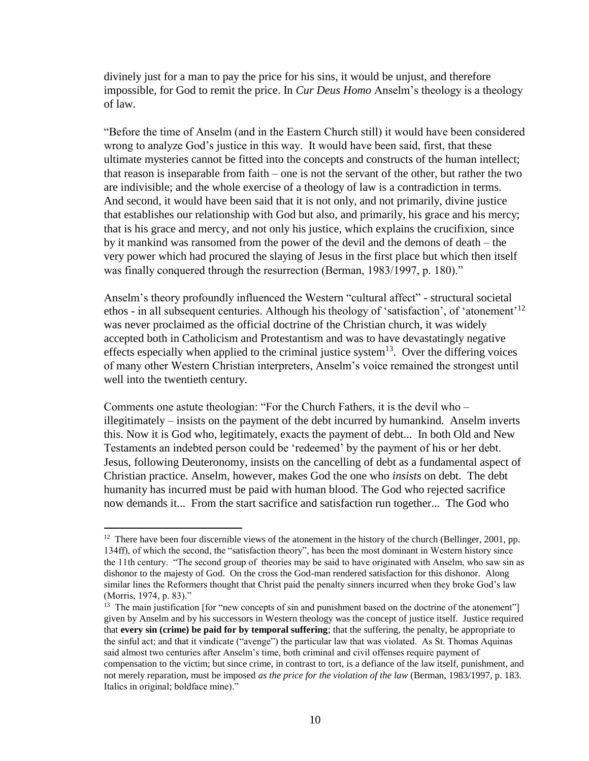divinely just for a man to pay the price for his sins, it would be unjust, and therefore impossible, for God to remit the price. In *Cur Deus Homo* Anselm's theology is a theology of law.

"Before the time of Anselm (and in the Eastern Church still) it would have been considered wrong to analyze God's justice in this way. It would have been said, first, that these ultimate mysteries cannot be fitted into the concepts and constructs of the human intellect; that reason is inseparable from faith – one is not the servant of the other, but rather the two are indivisible; and the whole exercise of a theology of law is a contradiction in terms. And second, it would have been said that it is not only, and not primarily, divine justice that establishes our relationship with God but also, and primarily, his grace and his mercy; that is his grace and mercy, and not only his justice, which explains the crucifixion, since by it mankind was ransomed from the power of the devil and the demons of death – the very power which had procured the slaying of Jesus in the first place but which then itself was finally conquered through the resurrection (Berman, 1983/1997, p. 180)."

Anselm's theory profoundly influenced the Western "cultural affect" - structural societal ethos - in all subsequent centuries. Although his theology of 'satisfaction', of 'atonement'[12] was never proclaimed as the official doctrine of the Christian church, it was widely accepted both in Catholicism and Protestantism and was to have devastatingly negative effects especially when applied to the criminal justice system[13]. Over the differing voices of many other Western Christian interpreters, Anselm's voice remained the strongest until well into the twentieth century.

Comments one astute theologian: "For the Church Fathers, it is the devil who – illegitimately – insists on the payment of the debt incurred by humankind. Anselm inverts this. Now it is God who, legitimately, exacts the payment of debt... In both Old and New Testaments an indebted person could be 'redeemed' by the payment of his or her debt. Jesus, following Deuteronomy, insists on the cancelling of debt as a fundamental aspect of Christian practice. Anselm, however, makes God the one who *insists* on debt. The debt humanity has incurred must be paid with human blood. The God who rejected sacrifice now demands it... From the start sacrifice and satisfaction run together... The God who

---

[12] There have been four discernible views of the atonement in the history of the church (Bellinger, 2001, pp. 134ff), of which the second, the "satisfaction theory", has been the most dominant in Western history since the 11th century. "The second group of theories may be said to have originated with Anselm, who saw sin as dishonor to the majesty of God. On the cross the God-man rendered satisfaction for this dishonor. Along similar lines the Reformers thought that Christ paid the penalty sinners incurred when they broke God's law (Morris, 1974, p. 83)."

[13] The main justification [for "new concepts of sin and punishment based on the doctrine of the atonement"] given by Anselm and by his successors in Western theology was the concept of justice itself. Justice required that **every sin (crime) be paid for by temporal suffering**; that the suffering, the penalty, be appropriate to the sinful act; and that it vindicate ("avenge") the particular law that was violated. As St. Thomas Aquinas said almost two centuries after Anselm's time, both criminal and civil offenses require payment of compensation to the victim; but since crime, in contrast to tort, is a defiance of the law itself, punishment, and not merely reparation, must be imposed *as the price for the violation of the law* (Berman, 1983/1997, p. 183. Italics in original; boldface mine)."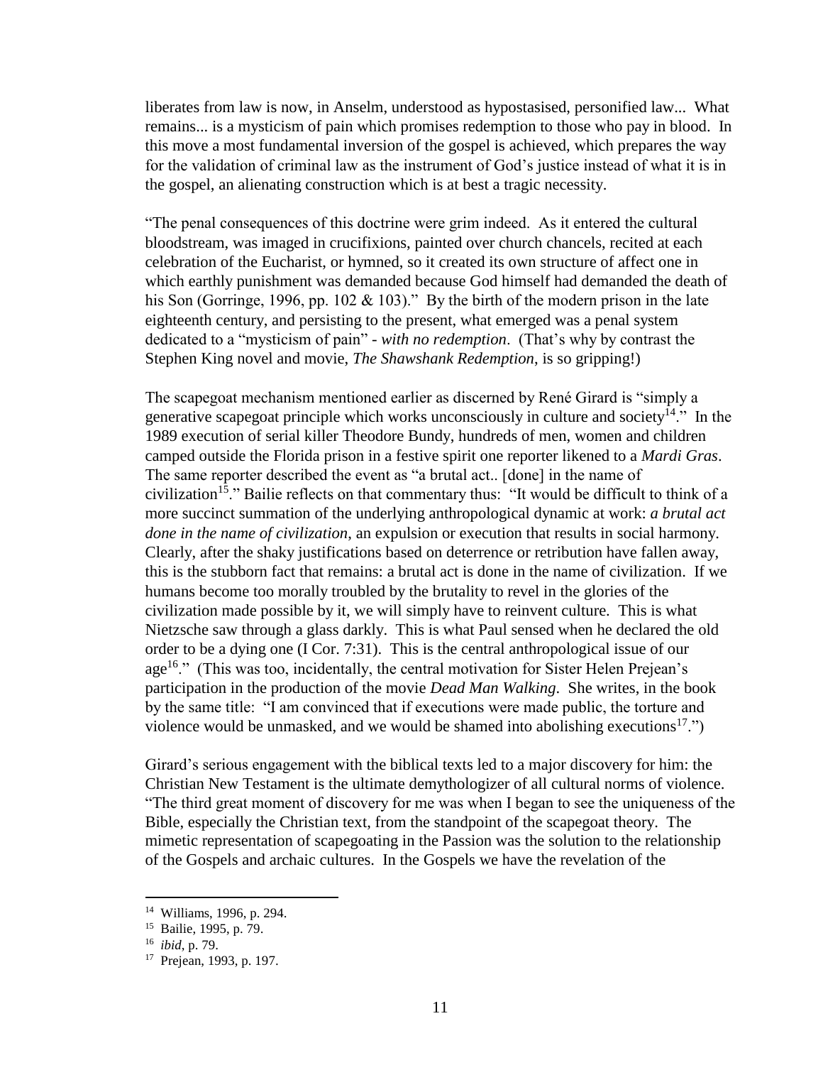liberates from law is now, in Anselm, understood as hypostasised, personified law... What remains... is a mysticism of pain which promises redemption to those who pay in blood. In this move a most fundamental inversion of the gospel is achieved, which prepares the way for the validation of criminal law as the instrument of God's justice instead of what it is in the gospel, an alienating construction which is at best a tragic necessity.

"The penal consequences of this doctrine were grim indeed. As it entered the cultural bloodstream, was imaged in crucifixions, painted over church chancels, recited at each celebration of the Eucharist, or hymned, so it created its own structure of affect one in which earthly punishment was demanded because God himself had demanded the death of his Son (Gorringe, 1996, pp. 102 & 103)." By the birth of the modern prison in the late eighteenth century, and persisting to the present, what emerged was a penal system dedicated to a "mysticism of pain" - *with no redemption*. (That's why by contrast the Stephen King novel and movie, *The Shawshank Redemption*, is so gripping!)

The scapegoat mechanism mentioned earlier as discerned by René Girard is "simply a generative scapegoat principle which works unconsciously in culture and society[14]." In the 1989 execution of serial killer Theodore Bundy, hundreds of men, women and children camped outside the Florida prison in a festive spirit one reporter likened to a *Mardi Gras*. The same reporter described the event as "a brutal act.. [done] in the name of civilization[15]." Bailie reflects on that commentary thus: "It would be difficult to think of a more succinct summation of the underlying anthropological dynamic at work: *a brutal act done in the name of civilization*, an expulsion or execution that results in social harmony. Clearly, after the shaky justifications based on deterrence or retribution have fallen away, this is the stubborn fact that remains: a brutal act is done in the name of civilization. If we humans become too morally troubled by the brutality to revel in the glories of the civilization made possible by it, we will simply have to reinvent culture. This is what Nietzsche saw through a glass darkly. This is what Paul sensed when he declared the old order to be a dying one (I Cor. 7:31). This is the central anthropological issue of our age[16]." (This was too, incidentally, the central motivation for Sister Helen Prejean's participation in the production of the movie *Dead Man Walking*. She writes, in the book by the same title: "I am convinced that if executions were made public, the torture and violence would be unmasked, and we would be shamed into abolishing executions[17].")

Girard's serious engagement with the biblical texts led to a major discovery for him: the Christian New Testament is the ultimate demythologizer of all cultural norms of violence. "The third great moment of discovery for me was when I began to see the uniqueness of the Bible, especially the Christian text, from the standpoint of the scapegoat theory. The mimetic representation of scapegoating in the Passion was the solution to the relationship of the Gospels and archaic cultures. In the Gospels we have the revelation of the

---

[14] Williams, 1996, p. 294.

[15] Bailie, 1995, p. 79.

[16] *ibid*, p. 79.

[17] Prejean, 1993, p. 197.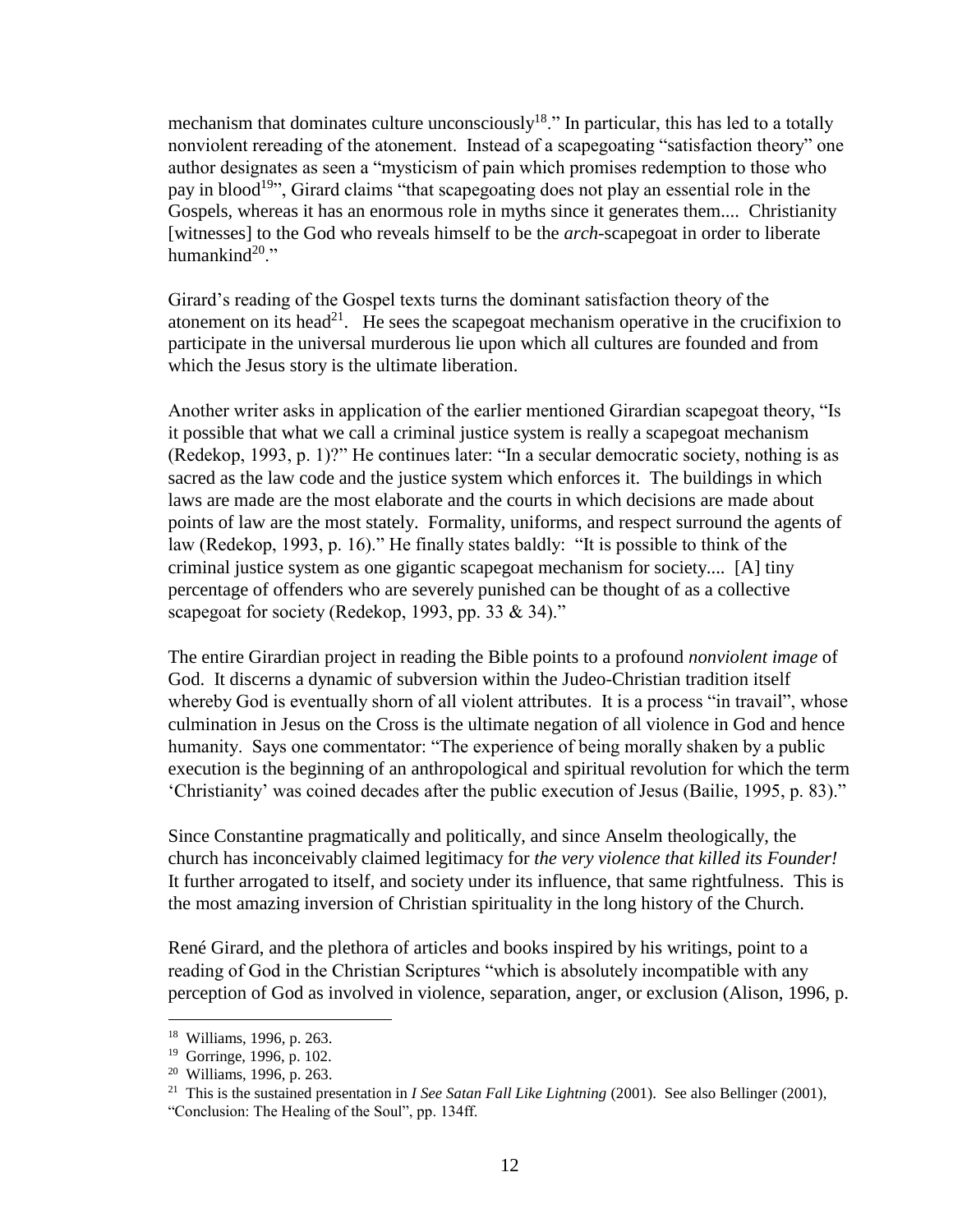mechanism that dominates culture unconsciously[18]." In particular, this has led to a totally nonviolent rereading of the atonement. Instead of a scapegoating "satisfaction theory" one author designates as seen a "mysticism of pain which promises redemption to those who pay in blood[19]", Girard claims "that scapegoating does not play an essential role in the Gospels, whereas it has an enormous role in myths since it generates them.... Christianity [witnesses] to the God who reveals himself to be the *arch*-scapegoat in order to liberate humankind[20]."

Girard's reading of the Gospel texts turns the dominant satisfaction theory of the atonement on its head[21]. He sees the scapegoat mechanism operative in the crucifixion to participate in the universal murderous lie upon which all cultures are founded and from which the Jesus story is the ultimate liberation.

Another writer asks in application of the earlier mentioned Girardian scapegoat theory, "Is it possible that what we call a criminal justice system is really a scapegoat mechanism (Redekop, 1993, p. 1)?" He continues later: "In a secular democratic society, nothing is as sacred as the law code and the justice system which enforces it. The buildings in which laws are made are the most elaborate and the courts in which decisions are made about points of law are the most stately. Formality, uniforms, and respect surround the agents of law (Redekop, 1993, p. 16)." He finally states baldly: "It is possible to think of the criminal justice system as one gigantic scapegoat mechanism for society.... [A] tiny percentage of offenders who are severely punished can be thought of as a collective scapegoat for society (Redekop, 1993, pp. 33 & 34)."

The entire Girardian project in reading the Bible points to a profound *nonviolent image* of God. It discerns a dynamic of subversion within the Judeo-Christian tradition itself whereby God is eventually shorn of all violent attributes. It is a process "in travail", whose culmination in Jesus on the Cross is the ultimate negation of all violence in God and hence humanity. Says one commentator: "The experience of being morally shaken by a public execution is the beginning of an anthropological and spiritual revolution for which the term 'Christianity' was coined decades after the public execution of Jesus (Bailie, 1995, p. 83)."

Since Constantine pragmatically and politically, and since Anselm theologically, the church has inconceivably claimed legitimacy for *the very violence that killed its Founder!* It further arrogated to itself, and society under its influence, that same rightfulness. This is the most amazing inversion of Christian spirituality in the long history of the Church.

René Girard, and the plethora of articles and books inspired by his writings, point to a reading of God in the Christian Scriptures "which is absolutely incompatible with any perception of God as involved in violence, separation, anger, or exclusion (Alison, 1996, p.

---

[18] Williams, 1996, p. 263.

[19] Gorringe, 1996, p. 102.

[20] Williams, 1996, p. 263.

[21] This is the sustained presentation in *I See Satan Fall Like Lightning* (2001). See also Bellinger (2001), "Conclusion: The Healing of the Soul", pp. 134ff.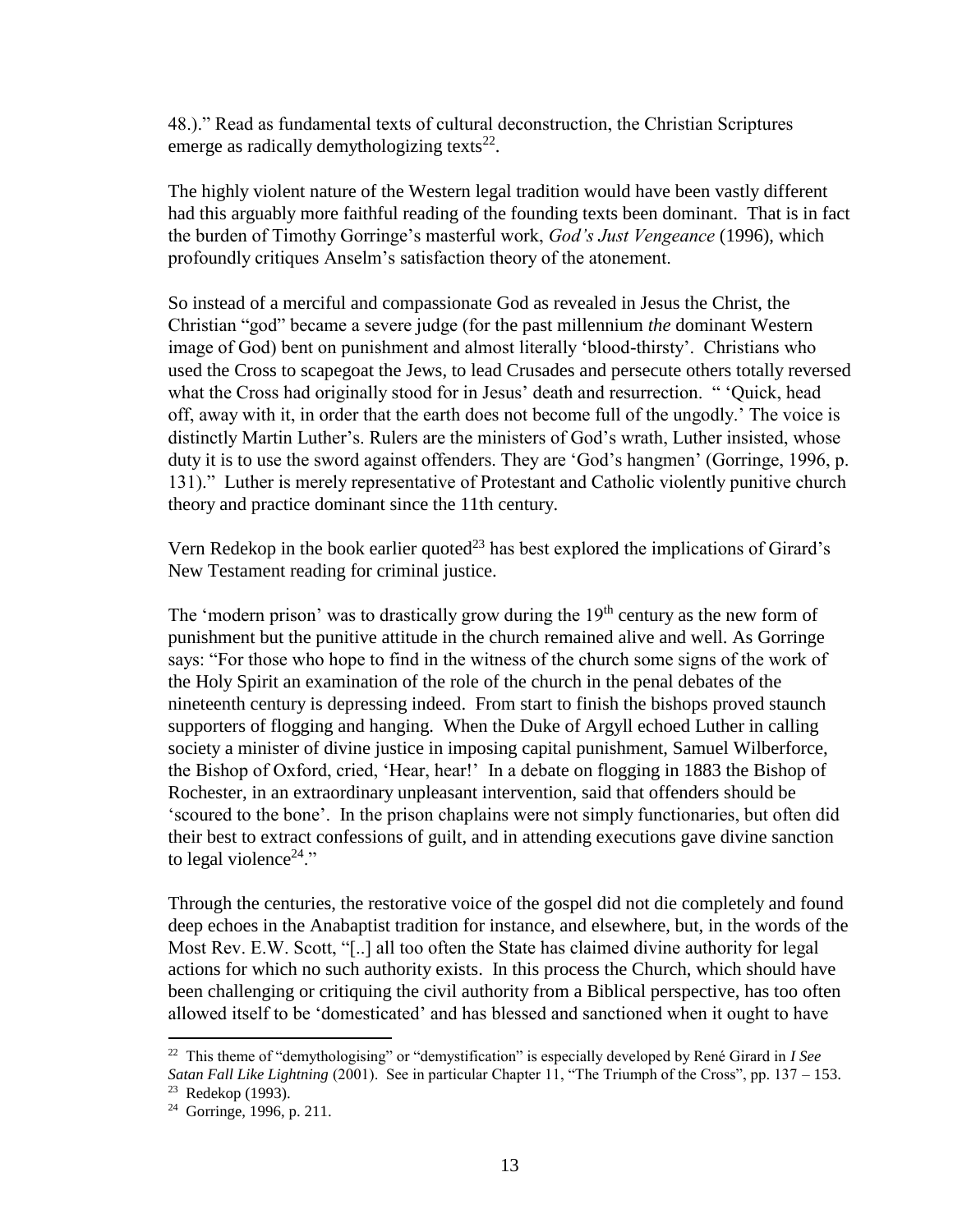48.).” Read as fundamental texts of cultural deconstruction, the Christian Scriptures emerge as radically demythologizing texts[22].

The highly violent nature of the Western legal tradition would have been vastly different had this arguably more faithful reading of the founding texts been dominant. That is in fact the burden of Timothy Gorringe’s masterful work, *God’s Just Vengeance* (1996), which profoundly critiques Anselm’s satisfaction theory of the atonement.

So instead of a merciful and compassionate God as revealed in Jesus the Christ, the Christian “god” became a severe judge (for the past millennium *the* dominant Western image of God) bent on punishment and almost literally ‘blood-thirsty’. Christians who used the Cross to scapegoat the Jews, to lead Crusades and persecute others totally reversed what the Cross had originally stood for in Jesus’ death and resurrection. “ ‘Quick, head off, away with it, in order that the earth does not become full of the ungodly.’ The voice is distinctly Martin Luther’s. Rulers are the ministers of God’s wrath, Luther insisted, whose duty it is to use the sword against offenders. They are ‘God’s hangmen’ (Gorringe, 1996, p. 131).” Luther is merely representative of Protestant and Catholic violently punitive church theory and practice dominant since the 11th century.

Vern Redekop in the book earlier quoted[23] has best explored the implications of Girard’s New Testament reading for criminal justice.

The ‘modern prison’ was to drastically grow during the 19th century as the new form of punishment but the punitive attitude in the church remained alive and well. As Gorringe says: “For those who hope to find in the witness of the church some signs of the work of the Holy Spirit an examination of the role of the church in the penal debates of the nineteenth century is depressing indeed. From start to finish the bishops proved staunch supporters of flogging and hanging. When the Duke of Argyll echoed Luther in calling society a minister of divine justice in imposing capital punishment, Samuel Wilberforce, the Bishop of Oxford, cried, ‘Hear, hear!’ In a debate on flogging in 1883 the Bishop of Rochester, in an extraordinary unpleasant intervention, said that offenders should be ‘scoured to the bone’. In the prison chaplains were not simply functionaries, but often did their best to extract confessions of guilt, and in attending executions gave divine sanction to legal violence[24].”

Through the centuries, the restorative voice of the gospel did not die completely and found deep echoes in the Anabaptist tradition for instance, and elsewhere, but, in the words of the Most Rev. E.W. Scott, “[..] all too often the State has claimed divine authority for legal actions for which no such authority exists. In this process the Church, which should have been challenging or critiquing the civil authority from a Biblical perspective, has too often allowed itself to be ‘domesticated’ and has blessed and sanctioned when it ought to have

---

[22] This theme of “demythologising” or “demystification” is especially developed by René Girard in *I See Satan Fall Like Lightning* (2001). See in particular Chapter 11, “The Triumph of the Cross”, pp. 137 – 153.

[23] Redekop (1993).

[24] Gorringe, 1996, p. 211.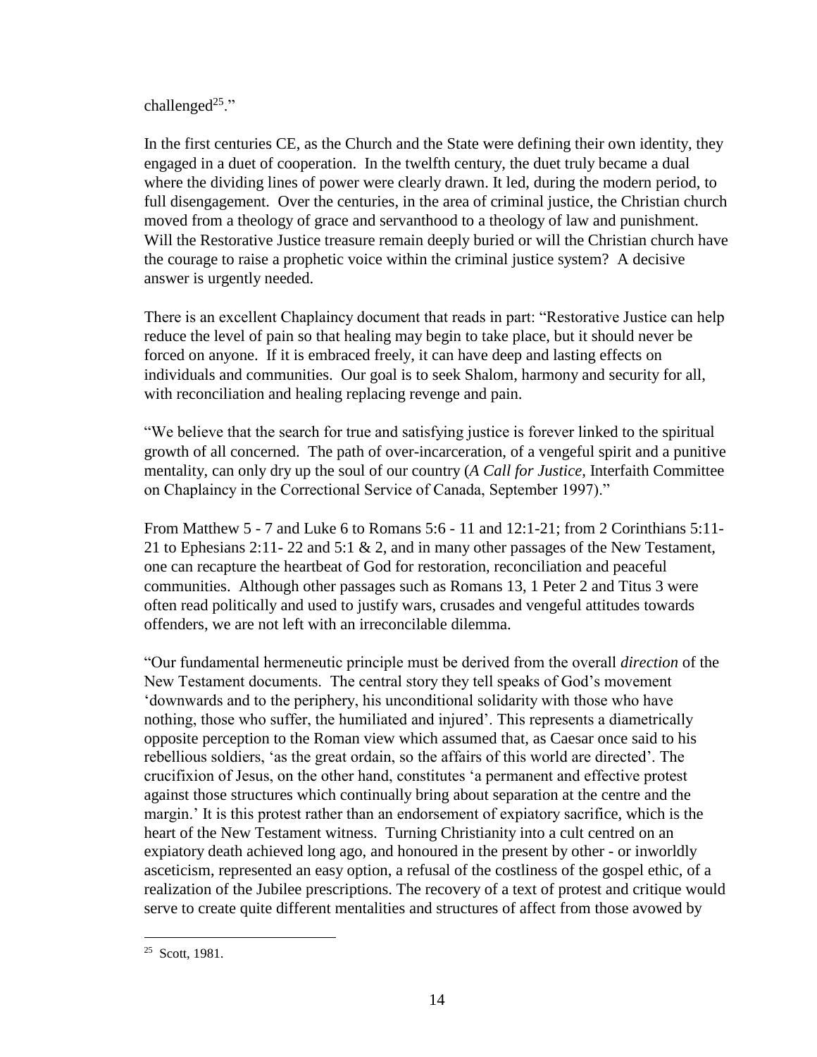challenged[25]."

In the first centuries CE, as the Church and the State were defining their own identity, they engaged in a duet of cooperation. In the twelfth century, the duet truly became a dual where the dividing lines of power were clearly drawn. It led, during the modern period, to full disengagement. Over the centuries, in the area of criminal justice, the Christian church moved from a theology of grace and servanthood to a theology of law and punishment. Will the Restorative Justice treasure remain deeply buried or will the Christian church have the courage to raise a prophetic voice within the criminal justice system? A decisive answer is urgently needed.

There is an excellent Chaplaincy document that reads in part: "Restorative Justice can help reduce the level of pain so that healing may begin to take place, but it should never be forced on anyone. If it is embraced freely, it can have deep and lasting effects on individuals and communities. Our goal is to seek Shalom, harmony and security for all, with reconciliation and healing replacing revenge and pain.

"We believe that the search for true and satisfying justice is forever linked to the spiritual growth of all concerned. The path of over-incarceration, of a vengeful spirit and a punitive mentality, can only dry up the soul of our country (*A Call for Justice*, Interfaith Committee on Chaplaincy in the Correctional Service of Canada, September 1997)."

From Matthew 5 - 7 and Luke 6 to Romans 5:6 - 11 and 12:1-21; from 2 Corinthians 5:11-21 to Ephesians 2:11- 22 and 5:1 & 2, and in many other passages of the New Testament, one can recapture the heartbeat of God for restoration, reconciliation and peaceful communities. Although other passages such as Romans 13, 1 Peter 2 and Titus 3 were often read politically and used to justify wars, crusades and vengeful attitudes towards offenders, we are not left with an irreconcilable dilemma.

"Our fundamental hermeneutic principle must be derived from the overall *direction* of the New Testament documents. The central story they tell speaks of God's movement 'downwards and to the periphery, his unconditional solidarity with those who have nothing, those who suffer, the humiliated and injured'. This represents a diametrically opposite perception to the Roman view which assumed that, as Caesar once said to his rebellious soldiers, 'as the great ordain, so the affairs of this world are directed'. The crucifixion of Jesus, on the other hand, constitutes 'a permanent and effective protest against those structures which continually bring about separation at the centre and the margin.' It is this protest rather than an endorsement of expiatory sacrifice, which is the heart of the New Testament witness. Turning Christianity into a cult centred on an expiatory death achieved long ago, and honoured in the present by other - or inworldly asceticism, represented an easy option, a refusal of the costliness of the gospel ethic, of a realization of the Jubilee prescriptions. The recovery of a text of protest and critique would serve to create quite different mentalities and structures of affect from those avowed by

---

[25] Scott, 1981.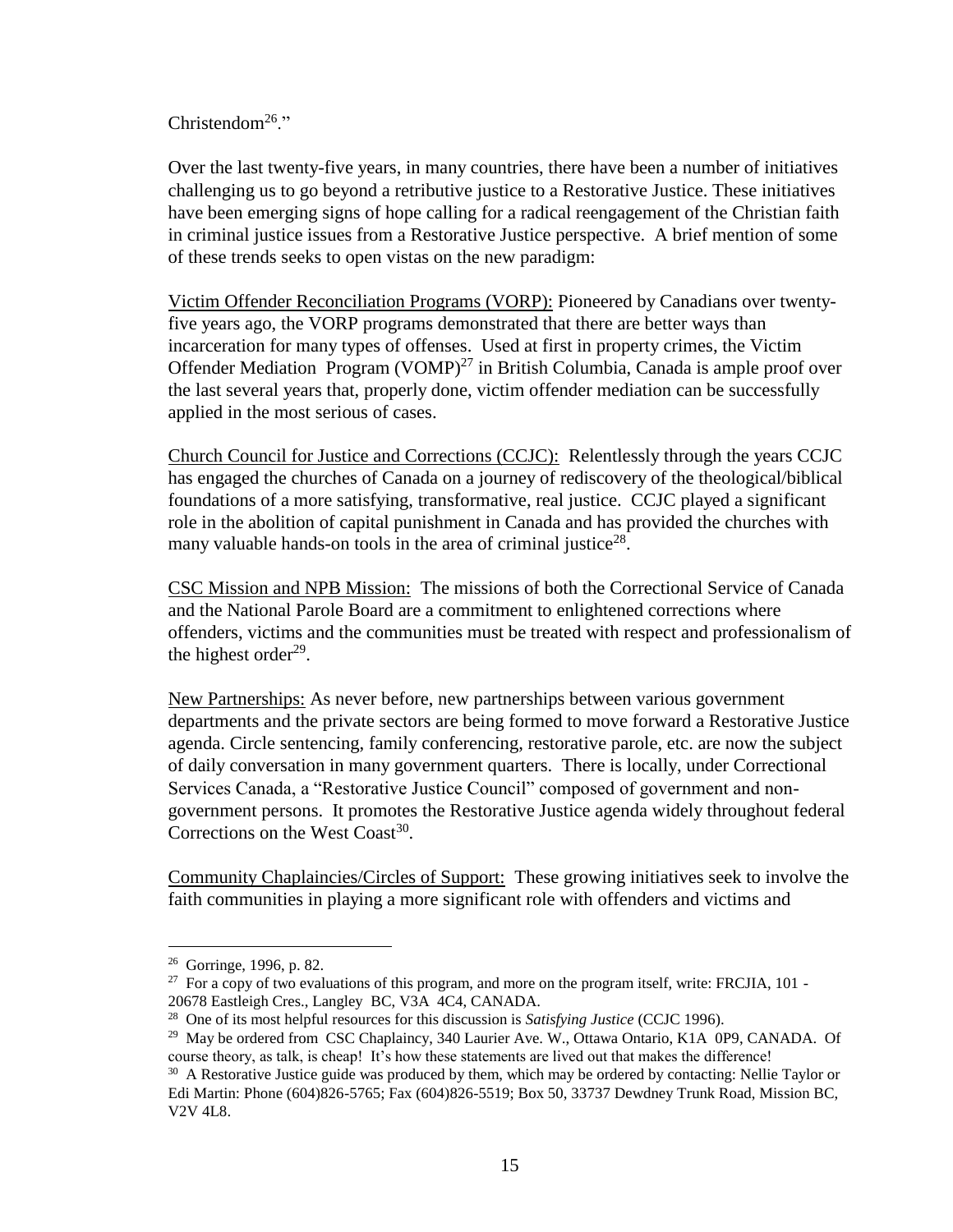Christendom[26]."

Over the last twenty-five years, in many countries, there have been a number of initiatives challenging us to go beyond a retributive justice to a Restorative Justice. These initiatives have been emerging signs of hope calling for a radical reengagement of the Christian faith in criminal justice issues from a Restorative Justice perspective. A brief mention of some of these trends seeks to open vistas on the new paradigm:

<u>Victim Offender Reconciliation Programs (VORP):</u> Pioneered by Canadians over twenty-five years ago, the VORP programs demonstrated that there are better ways than incarceration for many types of offenses. Used at first in property crimes, the Victim Offender Mediation Program (VOMP)[27] in British Columbia, Canada is ample proof over the last several years that, properly done, victim offender mediation can be successfully applied in the most serious of cases.

<u>Church Council for Justice and Corrections (CCJC):</u> Relentlessly through the years CCJC has engaged the churches of Canada on a journey of rediscovery of the theological/biblical foundations of a more satisfying, transformative, real justice. CCJC played a significant role in the abolition of capital punishment in Canada and has provided the churches with many valuable hands-on tools in the area of criminal justice[28].

<u>CSC Mission and NPB Mission:</u> The missions of both the Correctional Service of Canada and the National Parole Board are a commitment to enlightened corrections where offenders, victims and the communities must be treated with respect and professionalism of the highest order[29].

<u>New Partnerships:</u> As never before, new partnerships between various government departments and the private sectors are being formed to move forward a Restorative Justice agenda. Circle sentencing, family conferencing, restorative parole, etc. are now the subject of daily conversation in many government quarters. There is locally, under Correctional Services Canada, a "Restorative Justice Council" composed of government and non-government persons. It promotes the Restorative Justice agenda widely throughout federal Corrections on the West Coast[30].

<u>Community Chaplaincies/Circles of Support:</u> These growing initiatives seek to involve the faith communities in playing a more significant role with offenders and victims and

---

[26] Gorringe, 1996, p. 82.

[27] For a copy of two evaluations of this program, and more on the program itself, write: FRCJIA, 101 - 20678 Eastleigh Cres., Langley BC, V3A 4C4, CANADA.

[28] One of its most helpful resources for this discussion is *Satisfying Justice* (CCJC 1996).

[29] May be ordered from CSC Chaplaincy, 340 Laurier Ave. W., Ottawa Ontario, K1A 0P9, CANADA. Of course theory, as talk, is cheap! It's how these statements are lived out that makes the difference!

[30] A Restorative Justice guide was produced by them, which may be ordered by contacting: Nellie Taylor or Edi Martin: Phone (604)826-5765; Fax (604)826-5519; Box 50, 33737 Dewdney Trunk Road, Mission BC, V2V 4L8.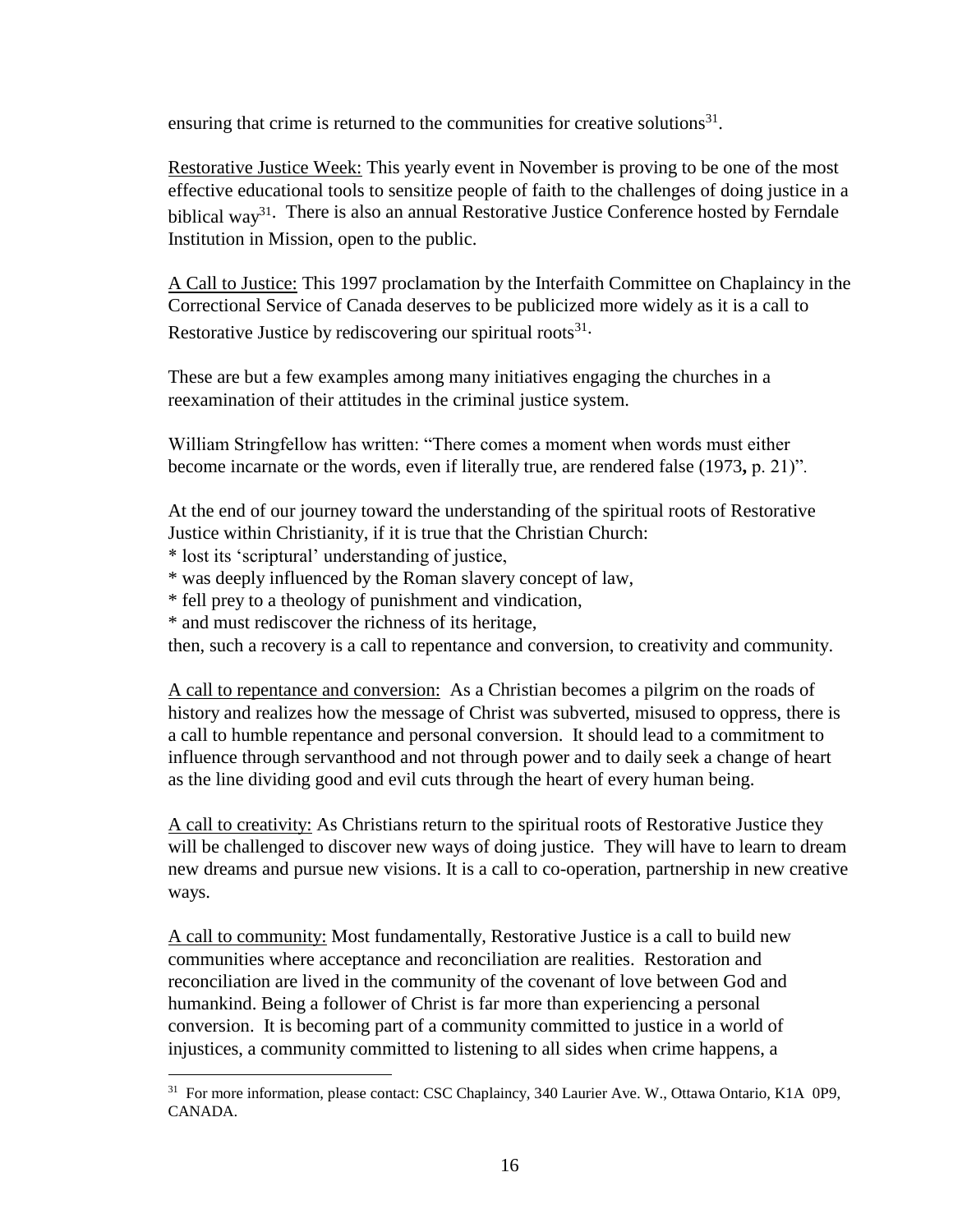ensuring that crime is returned to the communities for creative solutions[31].

Restorative Justice Week: This yearly event in November is proving to be one of the most effective educational tools to sensitize people of faith to the challenges of doing justice in a biblical way[31]. There is also an annual Restorative Justice Conference hosted by Ferndale Institution in Mission, open to the public.

A Call to Justice: This 1997 proclamation by the Interfaith Committee on Chaplaincy in the Correctional Service of Canada deserves to be publicized more widely as it is a call to Restorative Justice by rediscovering our spiritual roots[31].

These are but a few examples among many initiatives engaging the churches in a reexamination of their attitudes in the criminal justice system.

William Stringfellow has written: "There comes a moment when words must either become incarnate or the words, even if literally true, are rendered false (1973**,** p. 21)".

At the end of our journey toward the understanding of the spiritual roots of Restorative Justice within Christianity, if it is true that the Christian Church:
* lost its 'scriptural' understanding of justice,
* was deeply influenced by the Roman slavery concept of law,
* fell prey to a theology of punishment and vindication,
* and must rediscover the richness of its heritage,
then, such a recovery is a call to repentance and conversion, to creativity and community.

A call to repentance and conversion: As a Christian becomes a pilgrim on the roads of history and realizes how the message of Christ was subverted, misused to oppress, there is a call to humble repentance and personal conversion. It should lead to a commitment to influence through servanthood and not through power and to daily seek a change of heart as the line dividing good and evil cuts through the heart of every human being.

A call to creativity: As Christians return to the spiritual roots of Restorative Justice they will be challenged to discover new ways of doing justice. They will have to learn to dream new dreams and pursue new visions. It is a call to co-operation, partnership in new creative ways.

A call to community: Most fundamentally, Restorative Justice is a call to build new communities where acceptance and reconciliation are realities. Restoration and reconciliation are lived in the community of the covenant of love between God and humankind. Being a follower of Christ is far more than experiencing a personal conversion. It is becoming part of a community committed to justice in a world of injustices, a community committed to listening to all sides when crime happens, a

---

[31] For more information, please contact: CSC Chaplaincy, 340 Laurier Ave. W., Ottawa Ontario, K1A 0P9, CANADA.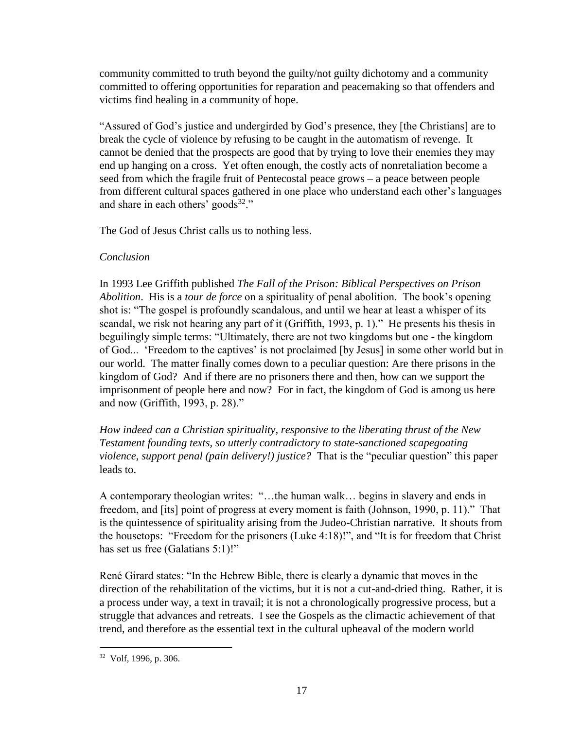community committed to truth beyond the guilty/not guilty dichotomy and a community committed to offering opportunities for reparation and peacemaking so that offenders and victims find healing in a community of hope.

"Assured of God's justice and undergirded by God's presence, they [the Christians] are to break the cycle of violence by refusing to be caught in the automatism of revenge. It cannot be denied that the prospects are good that by trying to love their enemies they may end up hanging on a cross. Yet often enough, the costly acts of nonretaliation become a seed from which the fragile fruit of Pentecostal peace grows – a peace between people from different cultural spaces gathered in one place who understand each other's languages and share in each others' goods[32]."

The God of Jesus Christ calls us to nothing less.

*Conclusion*

In 1993 Lee Griffith published *The Fall of the Prison: Biblical Perspectives on Prison Abolition*. His is a *tour de force* on a spirituality of penal abolition. The book's opening shot is: "The gospel is profoundly scandalous, and until we hear at least a whisper of its scandal, we risk not hearing any part of it (Griffith, 1993, p. 1)." He presents his thesis in beguilingly simple terms: "Ultimately, there are not two kingdoms but one - the kingdom of God... 'Freedom to the captives' is not proclaimed [by Jesus] in some other world but in our world. The matter finally comes down to a peculiar question: Are there prisons in the kingdom of God? And if there are no prisoners there and then, how can we support the imprisonment of people here and now? For in fact, the kingdom of God is among us here and now (Griffith, 1993, p. 28)."

*How indeed can a Christian spirituality, responsive to the liberating thrust of the New Testament founding texts, so utterly contradictory to state-sanctioned scapegoating violence, support penal (pain delivery!) justice?* That is the "peculiar question" this paper leads to.

A contemporary theologian writes: "…the human walk… begins in slavery and ends in freedom, and [its] point of progress at every moment is faith (Johnson, 1990, p. 11)." That is the quintessence of spirituality arising from the Judeo-Christian narrative. It shouts from the housetops: "Freedom for the prisoners (Luke 4:18)!", and "It is for freedom that Christ has set us free (Galatians 5:1)!"

René Girard states: "In the Hebrew Bible, there is clearly a dynamic that moves in the direction of the rehabilitation of the victims, but it is not a cut-and-dried thing. Rather, it is a process under way, a text in travail; it is not a chronologically progressive process, but a struggle that advances and retreats. I see the Gospels as the climactic achievement of that trend, and therefore as the essential text in the cultural upheaval of the modern world

[32] Volf, 1996, p. 306.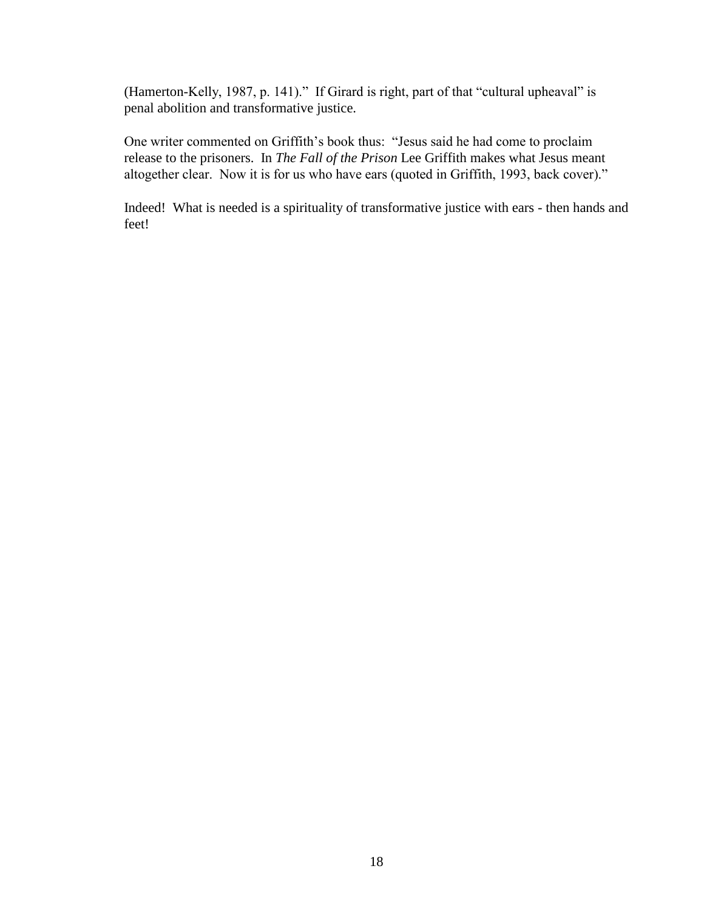(Hamerton-Kelly, 1987, p. 141)." If Girard is right, part of that "cultural upheaval" is penal abolition and transformative justice.

One writer commented on Griffith's book thus: "Jesus said he had come to proclaim release to the prisoners. In *The Fall of the Prison* Lee Griffith makes what Jesus meant altogether clear. Now it is for us who have ears (quoted in Griffith, 1993, back cover)."

Indeed! What is needed is a spirituality of transformative justice with ears - then hands and feet!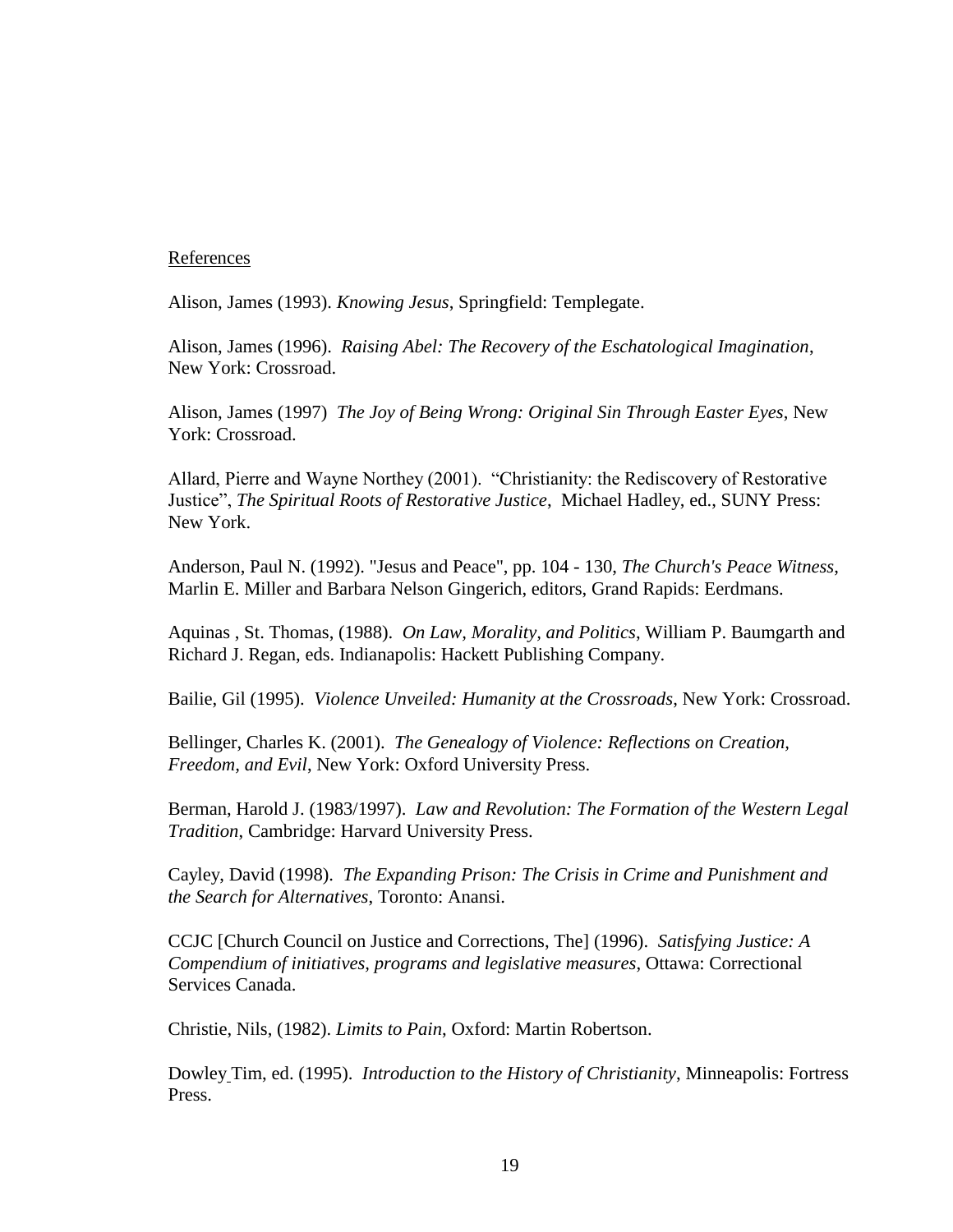References

Alison, James (1993). *Knowing Jesus*, Springfield: Templegate.

Alison, James (1996). *Raising Abel: The Recovery of the Eschatological Imagination*, New York: Crossroad.

Alison, James (1997) *The Joy of Being Wrong: Original Sin Through Easter Eyes*, New York: Crossroad.

Allard, Pierre and Wayne Northey (2001). "Christianity: the Rediscovery of Restorative Justice", *The Spiritual Roots of Restorative Justice*, Michael Hadley, ed., SUNY Press: New York.

Anderson, Paul N. (1992). "Jesus and Peace", pp. 104 - 130, *The Church's Peace Witness*, Marlin E. Miller and Barbara Nelson Gingerich, editors, Grand Rapids: Eerdmans.

Aquinas , St. Thomas, (1988). *On Law, Morality, and Politics*, William P. Baumgarth and Richard J. Regan, eds. Indianapolis: Hackett Publishing Company.

Bailie, Gil (1995). *Violence Unveiled: Humanity at the Crossroads*, New York: Crossroad.

Bellinger, Charles K. (2001). *The Genealogy of Violence: Reflections on Creation, Freedom, and Evil*, New York: Oxford University Press.

Berman, Harold J. (1983/1997). *Law and Revolution: The Formation of the Western Legal Tradition*, Cambridge: Harvard University Press.

Cayley, David (1998). *The Expanding Prison: The Crisis in Crime and Punishment and the Search for Alternatives*, Toronto: Anansi.

CCJC [Church Council on Justice and Corrections, The] (1996). *Satisfying Justice: A Compendium of initiatives, programs and legislative measures*, Ottawa: Correctional Services Canada.

Christie, Nils, (1982). *Limits to Pain*, Oxford: Martin Robertson.

Dowley Tim, ed. (1995). *Introduction to the History of Christianity*, Minneapolis: Fortress Press.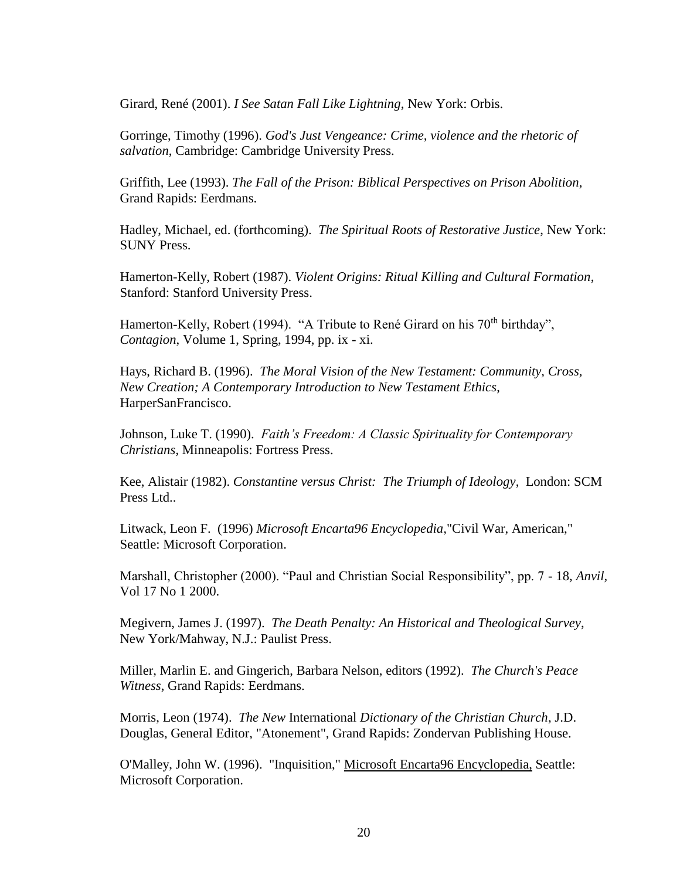Girard, René (2001). *I See Satan Fall Like Lightning*, New York: Orbis.

Gorringe, Timothy (1996). *God's Just Vengeance: Crime, violence and the rhetoric of salvation*, Cambridge: Cambridge University Press.

Griffith, Lee (1993). *The Fall of the Prison: Biblical Perspectives on Prison Abolition*, Grand Rapids: Eerdmans.

Hadley, Michael, ed. (forthcoming). *The Spiritual Roots of Restorative Justice*, New York: SUNY Press.

Hamerton-Kelly, Robert (1987). *Violent Origins: Ritual Killing and Cultural Formation*, Stanford: Stanford University Press.

Hamerton-Kelly, Robert (1994). "A Tribute to René Girard on his 70th birthday", *Contagion*, Volume 1, Spring, 1994, pp. ix - xi.

Hays, Richard B. (1996). *The Moral Vision of the New Testament: Community, Cross, New Creation; A Contemporary Introduction to New Testament Ethics*, HarperSanFrancisco.

Johnson, Luke T. (1990). *Faith's Freedom: A Classic Spirituality for Contemporary Christians*, Minneapolis: Fortress Press.

Kee, Alistair (1982). *Constantine versus Christ: The Triumph of Ideology*, London: SCM Press Ltd..

Litwack, Leon F. (1996) *Microsoft Encarta96 Encyclopedia*,"Civil War, American," Seattle: Microsoft Corporation.

Marshall, Christopher (2000). "Paul and Christian Social Responsibility", pp. 7 - 18, *Anvil*, Vol 17 No 1 2000.

Megivern, James J. (1997). *The Death Penalty: An Historical and Theological Survey*, New York/Mahway, N.J.: Paulist Press.

Miller, Marlin E. and Gingerich, Barbara Nelson, editors (1992). *The Church's Peace Witness*, Grand Rapids: Eerdmans.

Morris, Leon (1974). *The New* International *Dictionary of the Christian Church*, J.D. Douglas, General Editor, "Atonement", Grand Rapids: Zondervan Publishing House.

O'Malley, John W. (1996). "Inquisition," Microsoft Encarta96 Encyclopedia, Seattle: Microsoft Corporation.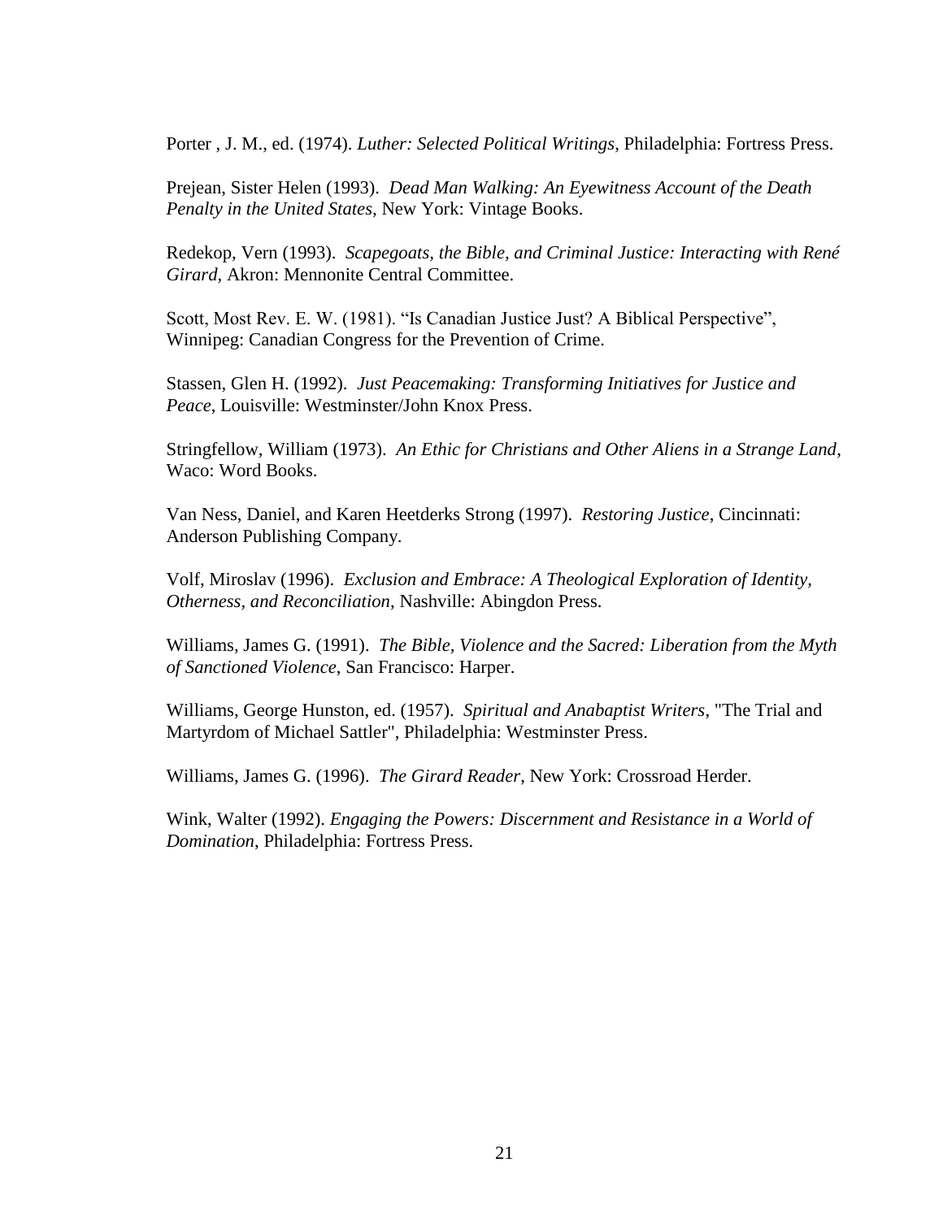Porter , J. M., ed. (1974). *Luther: Selected Political Writings*, Philadelphia: Fortress Press.

Prejean, Sister Helen (1993). *Dead Man Walking: An Eyewitness Account of the Death Penalty in the United States*, New York: Vintage Books.

Redekop, Vern (1993). *Scapegoats, the Bible, and Criminal Justice: Interacting with René Girard*, Akron: Mennonite Central Committee.

Scott, Most Rev. E. W. (1981). "Is Canadian Justice Just? A Biblical Perspective", Winnipeg: Canadian Congress for the Prevention of Crime.

Stassen, Glen H. (1992). *Just Peacemaking: Transforming Initiatives for Justice and Peace*, Louisville: Westminster/John Knox Press.

Stringfellow, William (1973). *An Ethic for Christians and Other Aliens in a Strange Land*, Waco: Word Books.

Van Ness, Daniel, and Karen Heetderks Strong (1997). *Restoring Justice*, Cincinnati: Anderson Publishing Company.

Volf, Miroslav (1996). *Exclusion and Embrace: A Theological Exploration of Identity, Otherness, and Reconciliation*, Nashville: Abingdon Press.

Williams, James G. (1991). *The Bible, Violence and the Sacred: Liberation from the Myth of Sanctioned Violence*, San Francisco: Harper.

Williams, George Hunston, ed. (1957). *Spiritual and Anabaptist Writers*, "The Trial and Martyrdom of Michael Sattler", Philadelphia: Westminster Press.

Williams, James G. (1996). *The Girard Reader*, New York: Crossroad Herder.

Wink, Walter (1992). *Engaging the Powers: Discernment and Resistance in a World of Domination*, Philadelphia: Fortress Press.